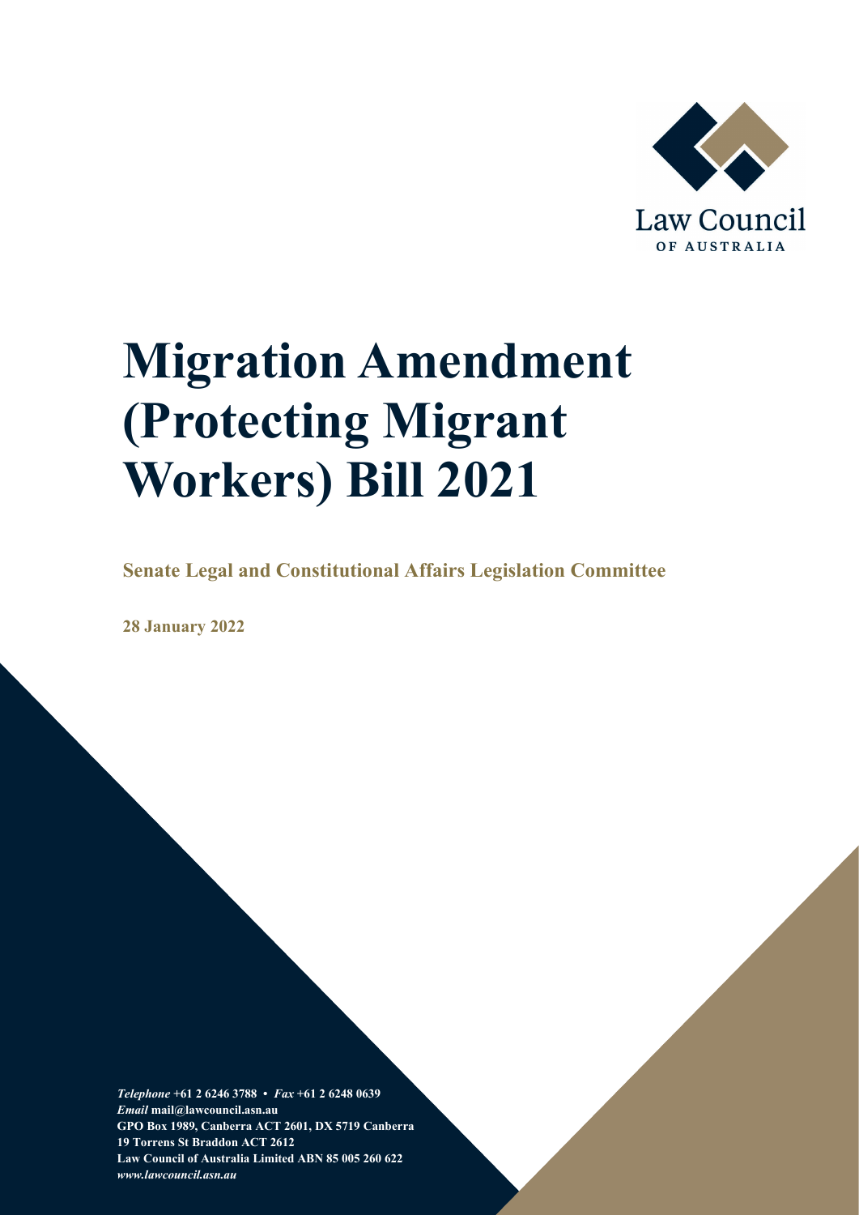Law Council OF AUSTRALIA

# Migration Amendment (Protecting Migrant Workers) Bill 2021

**Senate Legal and Constitutional Affairs Legislation Committee**

**28 January 2022**

***Telephone*** **+61 2 6246 3788 •** ***Fax*** **+61 2 6248 0639**
***Email*** **mail@lawcouncil.asn.au**
**GPO Box 1989, Canberra ACT 2601, DX 5719 Canberra**
**19 Torrens St Braddon ACT 2612**
**Law Council of Australia Limited ABN 85 005 260 622**
***www.lawcouncil.asn.au***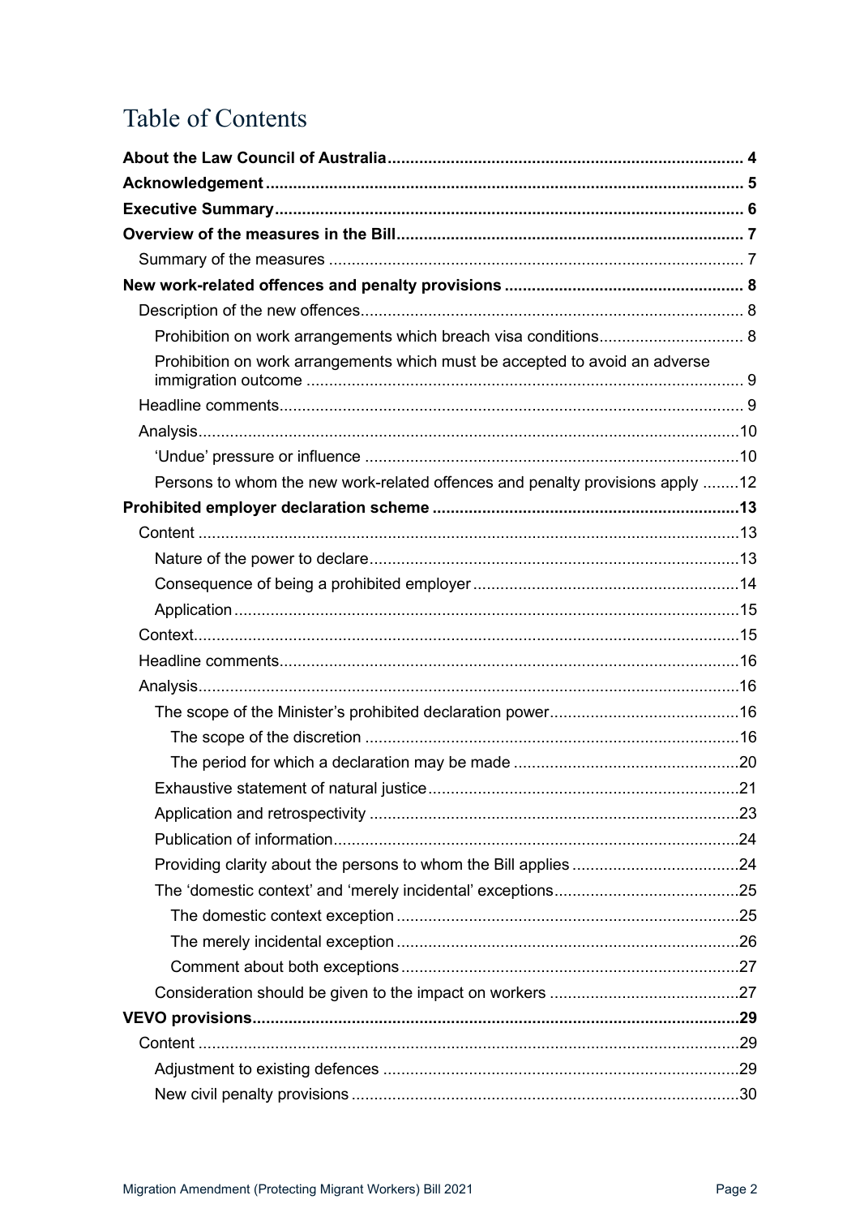# Table of Contents

- **About the Law Council of Australia** ... 4
- **Acknowledgement** ... 5
- **Executive Summary** ... 6
- **Overview of the measures in the Bill** ... 7
  - Summary of the measures ... 7
- **New work-related offences and penalty provisions** ... 8
  - Description of the new offences ... 8
    - Prohibition on work arrangements which breach visa conditions ... 8
    - Prohibition on work arrangements which must be accepted to avoid an adverse immigration outcome ... 9
  - Headline comments ... 9
  - Analysis ... 10
    - 'Undue' pressure or influence ... 10
    - Persons to whom the new work-related offences and penalty provisions apply ... 12
- **Prohibited employer declaration scheme** ... 13
  - Content ... 13
    - Nature of the power to declare ... 13
    - Consequence of being a prohibited employer ... 14
    - Application ... 15
  - Context ... 15
  - Headline comments ... 16
  - Analysis ... 16
    - The scope of the Minister's prohibited declaration power ... 16
      - The scope of the discretion ... 16
      - The period for which a declaration may be made ... 20
    - Exhaustive statement of natural justice ... 21
    - Application and retrospectivity ... 23
    - Publication of information ... 24
    - Providing clarity about the persons to whom the Bill applies ... 24
    - The 'domestic context' and 'merely incidental' exceptions ... 25
      - The domestic context exception ... 25
      - The merely incidental exception ... 26
      - Comment about both exceptions ... 27
    - Consideration should be given to the impact on workers ... 27
- **VEVO provisions** ... 29
  - Content ... 29
    - Adjustment to existing defences ... 29
    - New civil penalty provisions ... 30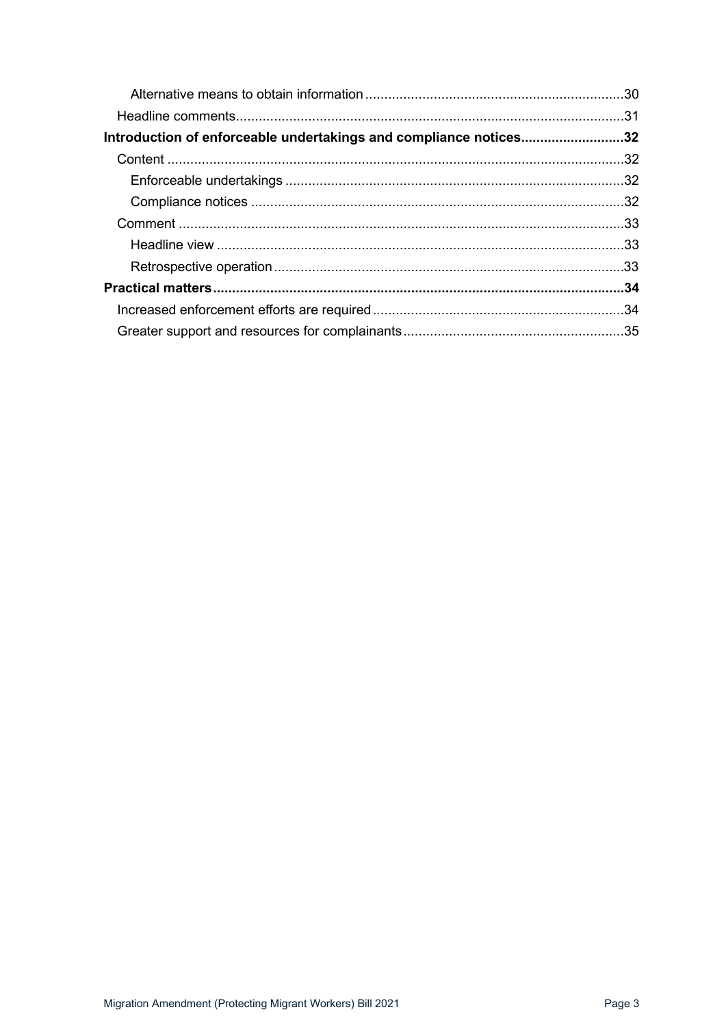Alternative means to obtain information .......... 30

Headline comments .......... 31

**Introduction of enforceable undertakings and compliance notices .......... 32**

Content .......... 32

Enforceable undertakings .......... 32

Compliance notices .......... 32

Comment .......... 33

Headline view .......... 33

Retrospective operation .......... 33

**Practical matters .......... 34**

Increased enforcement efforts are required .......... 34

Greater support and resources for complainants .......... 35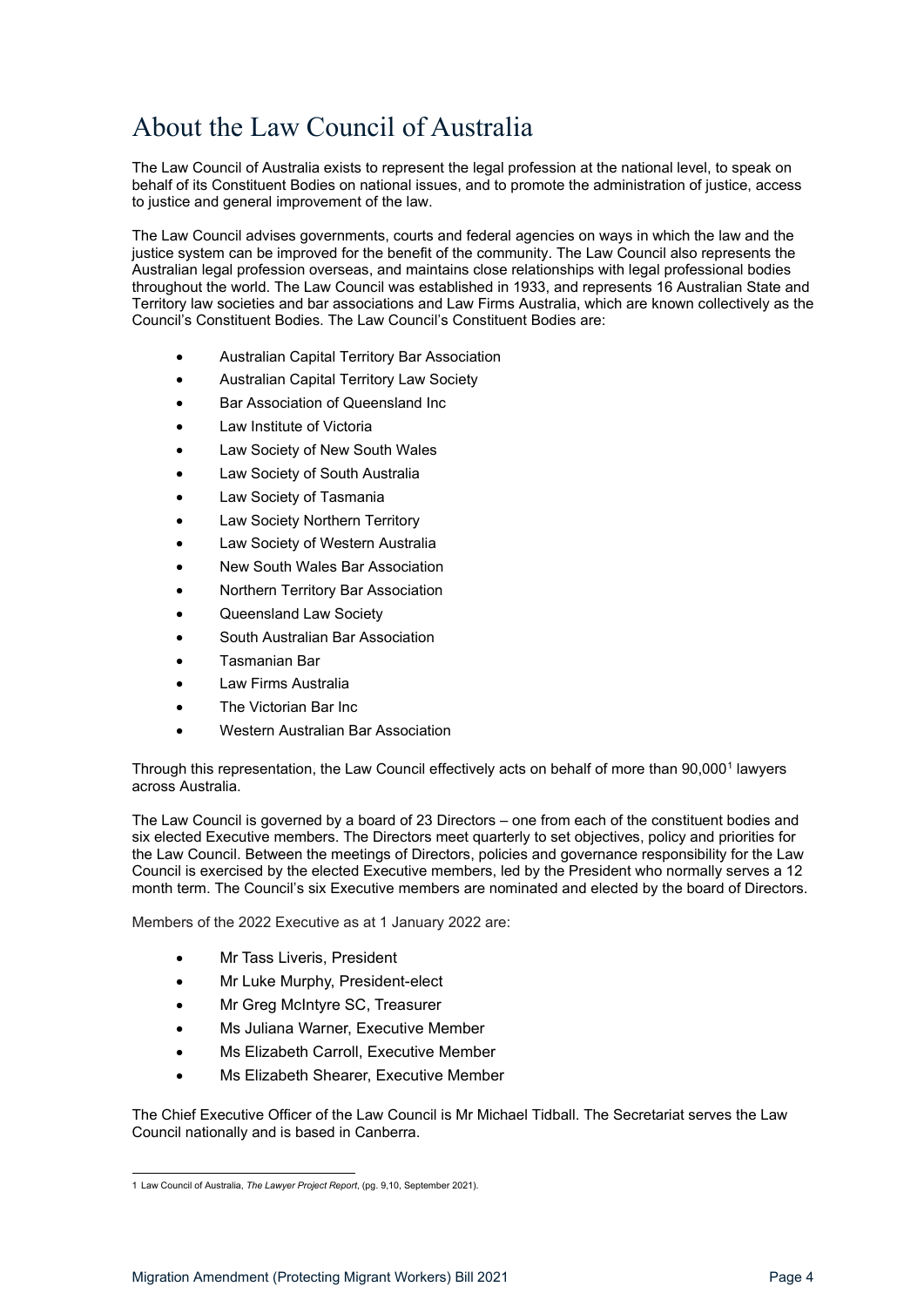# About the Law Council of Australia

The Law Council of Australia exists to represent the legal profession at the national level, to speak on behalf of its Constituent Bodies on national issues, and to promote the administration of justice, access to justice and general improvement of the law.

The Law Council advises governments, courts and federal agencies on ways in which the law and the justice system can be improved for the benefit of the community. The Law Council also represents the Australian legal profession overseas, and maintains close relationships with legal professional bodies throughout the world. The Law Council was established in 1933, and represents 16 Australian State and Territory law societies and bar associations and Law Firms Australia, which are known collectively as the Council's Constituent Bodies. The Law Council's Constituent Bodies are:

- Australian Capital Territory Bar Association
- Australian Capital Territory Law Society
- Bar Association of Queensland Inc
- Law Institute of Victoria
- Law Society of New South Wales
- Law Society of South Australia
- Law Society of Tasmania
- Law Society Northern Territory
- Law Society of Western Australia
- New South Wales Bar Association
- Northern Territory Bar Association
- Queensland Law Society
- South Australian Bar Association
- Tasmanian Bar
- Law Firms Australia
- The Victorian Bar Inc
- Western Australian Bar Association

Through this representation, the Law Council effectively acts on behalf of more than 90,000[1] lawyers across Australia.

The Law Council is governed by a board of 23 Directors – one from each of the constituent bodies and six elected Executive members. The Directors meet quarterly to set objectives, policy and priorities for the Law Council. Between the meetings of Directors, policies and governance responsibility for the Law Council is exercised by the elected Executive members, led by the President who normally serves a 12 month term. The Council's six Executive members are nominated and elected by the board of Directors.

Members of the 2022 Executive as at 1 January 2022 are:

- Mr Tass Liveris, President
- Mr Luke Murphy, President-elect
- Mr Greg McIntyre SC, Treasurer
- Ms Juliana Warner, Executive Member
- Ms Elizabeth Carroll, Executive Member
- Ms Elizabeth Shearer, Executive Member

The Chief Executive Officer of the Law Council is Mr Michael Tidball. The Secretariat serves the Law Council nationally and is based in Canberra.

---

1 Law Council of Australia, *The Lawyer Project Report*, (pg. 9,10, September 2021).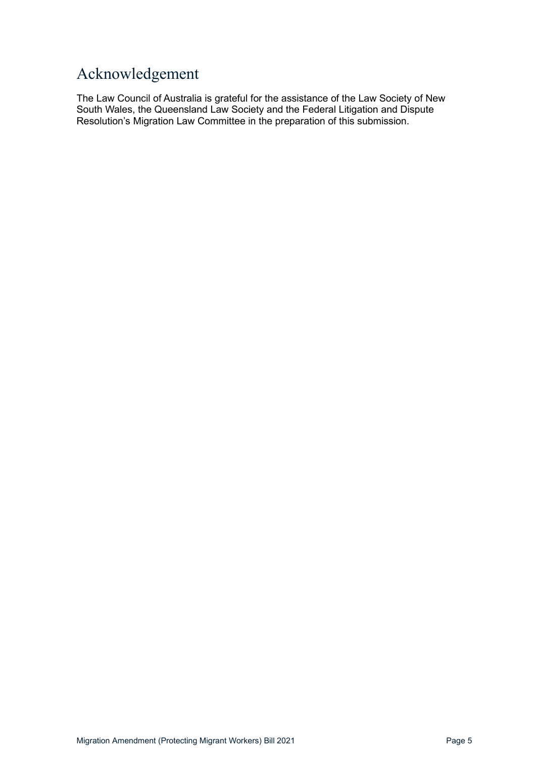# Acknowledgement

The Law Council of Australia is grateful for the assistance of the Law Society of New South Wales, the Queensland Law Society and the Federal Litigation and Dispute Resolution's Migration Law Committee in the preparation of this submission.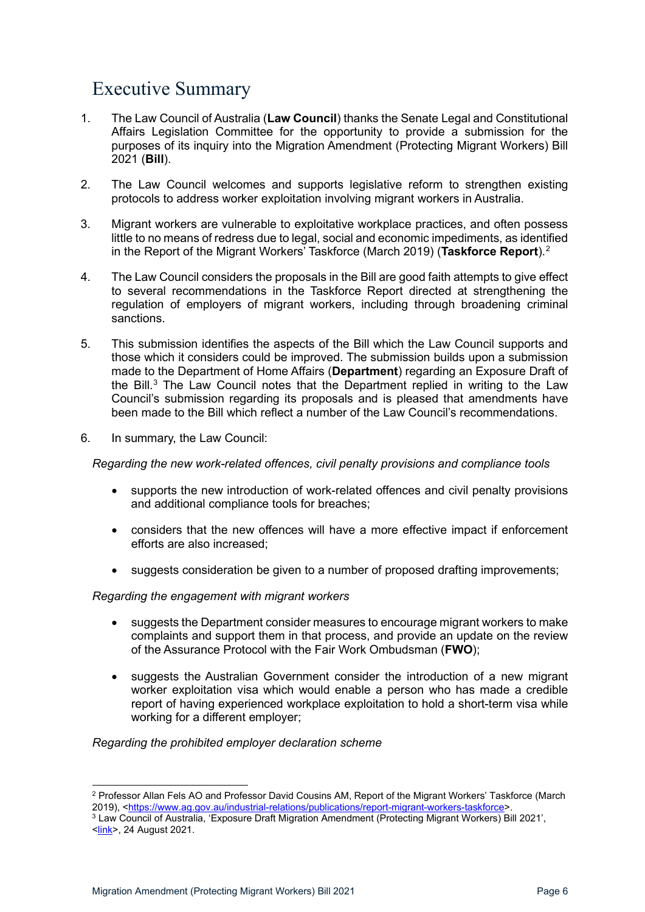# Executive Summary

1. The Law Council of Australia (**Law Council**) thanks the Senate Legal and Constitutional Affairs Legislation Committee for the opportunity to provide a submission for the purposes of its inquiry into the Migration Amendment (Protecting Migrant Workers) Bill 2021 (**Bill**).

2. The Law Council welcomes and supports legislative reform to strengthen existing protocols to address worker exploitation involving migrant workers in Australia.

3. Migrant workers are vulnerable to exploitative workplace practices, and often possess little to no means of redress due to legal, social and economic impediments, as identified in the Report of the Migrant Workers' Taskforce (March 2019) (**Taskforce Report**).[2]

4. The Law Council considers the proposals in the Bill are good faith attempts to give effect to several recommendations in the Taskforce Report directed at strengthening the regulation of employers of migrant workers, including through broadening criminal sanctions.

5. This submission identifies the aspects of the Bill which the Law Council supports and those which it considers could be improved. The submission builds upon a submission made to the Department of Home Affairs (**Department**) regarding an Exposure Draft of the Bill.[3] The Law Council notes that the Department replied in writing to the Law Council's submission regarding its proposals and is pleased that amendments have been made to the Bill which reflect a number of the Law Council's recommendations.

6. In summary, the Law Council:

*Regarding the new work-related offences, civil penalty provisions and compliance tools*

- supports the new introduction of work-related offences and civil penalty provisions and additional compliance tools for breaches;
- considers that the new offences will have a more effective impact if enforcement efforts are also increased;
- suggests consideration be given to a number of proposed drafting improvements;

*Regarding the engagement with migrant workers*

- suggests the Department consider measures to encourage migrant workers to make complaints and support them in that process, and provide an update on the review of the Assurance Protocol with the Fair Work Ombudsman (**FWO**);
- suggests the Australian Government consider the introduction of a new migrant worker exploitation visa which would enable a person who has made a credible report of having experienced workplace exploitation to hold a short-term visa while working for a different employer;

*Regarding the prohibited employer declaration scheme*

---

[2] Professor Allan Fels AO and Professor David Cousins AM, Report of the Migrant Workers' Taskforce (March 2019), <https://www.ag.gov.au/industrial-relations/publications/report-migrant-workers-taskforce>.

[3] Law Council of Australia, 'Exposure Draft Migration Amendment (Protecting Migrant Workers) Bill 2021', <link>, 24 August 2021.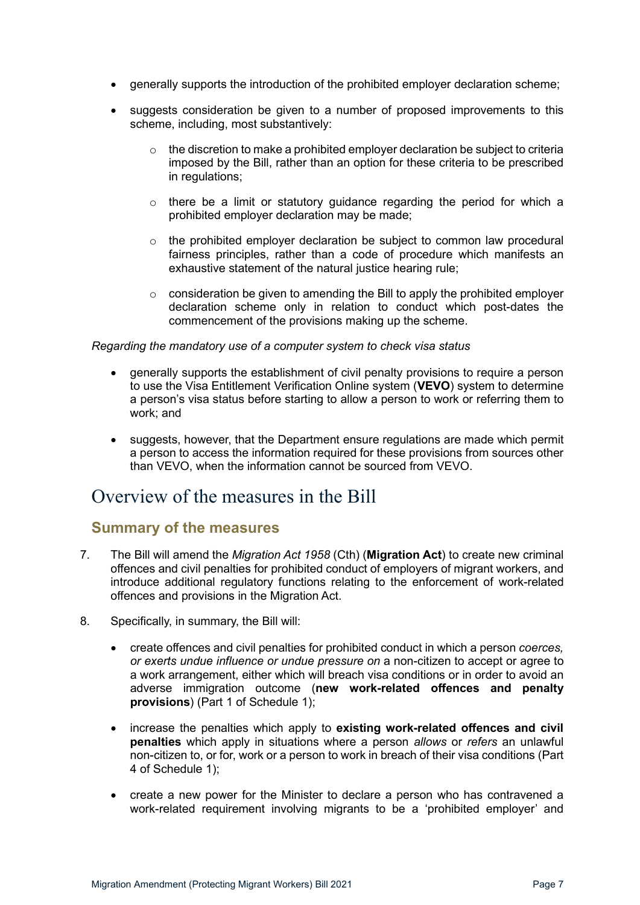- generally supports the introduction of the prohibited employer declaration scheme;
- suggests consideration be given to a number of proposed improvements to this scheme, including, most substantively:
  - the discretion to make a prohibited employer declaration be subject to criteria imposed by the Bill, rather than an option for these criteria to be prescribed in regulations;
  - there be a limit or statutory guidance regarding the period for which a prohibited employer declaration may be made;
  - the prohibited employer declaration be subject to common law procedural fairness principles, rather than a code of procedure which manifests an exhaustive statement of the natural justice hearing rule;
  - consideration be given to amending the Bill to apply the prohibited employer declaration scheme only in relation to conduct which post-dates the commencement of the provisions making up the scheme.

*Regarding the mandatory use of a computer system to check visa status*

- generally supports the establishment of civil penalty provisions to require a person to use the Visa Entitlement Verification Online system (**VEVO**) system to determine a person's visa status before starting to allow a person to work or referring them to work; and
- suggests, however, that the Department ensure regulations are made which permit a person to access the information required for these provisions from sources other than VEVO, when the information cannot be sourced from VEVO.

# Overview of the measures in the Bill

## Summary of the measures

7. The Bill will amend the *Migration Act 1958* (Cth) (**Migration Act**) to create new criminal offences and civil penalties for prohibited conduct of employers of migrant workers, and introduce additional regulatory functions relating to the enforcement of work-related offences and provisions in the Migration Act.

8. Specifically, in summary, the Bill will:

   - create offences and civil penalties for prohibited conduct in which a person *coerces, or exerts undue influence or undue pressure on* a non-citizen to accept or agree to a work arrangement, either which will breach visa conditions or in order to avoid an adverse immigration outcome (**new work-related offences and penalty provisions**) (Part 1 of Schedule 1);
   - increase the penalties which apply to **existing work-related offences and civil penalties** which apply in situations where a person *allows* or *refers* an unlawful non-citizen to, or for, work or a person to work in breach of their visa conditions (Part 4 of Schedule 1);
   - create a new power for the Minister to declare a person who has contravened a work-related requirement involving migrants to be a 'prohibited employer' and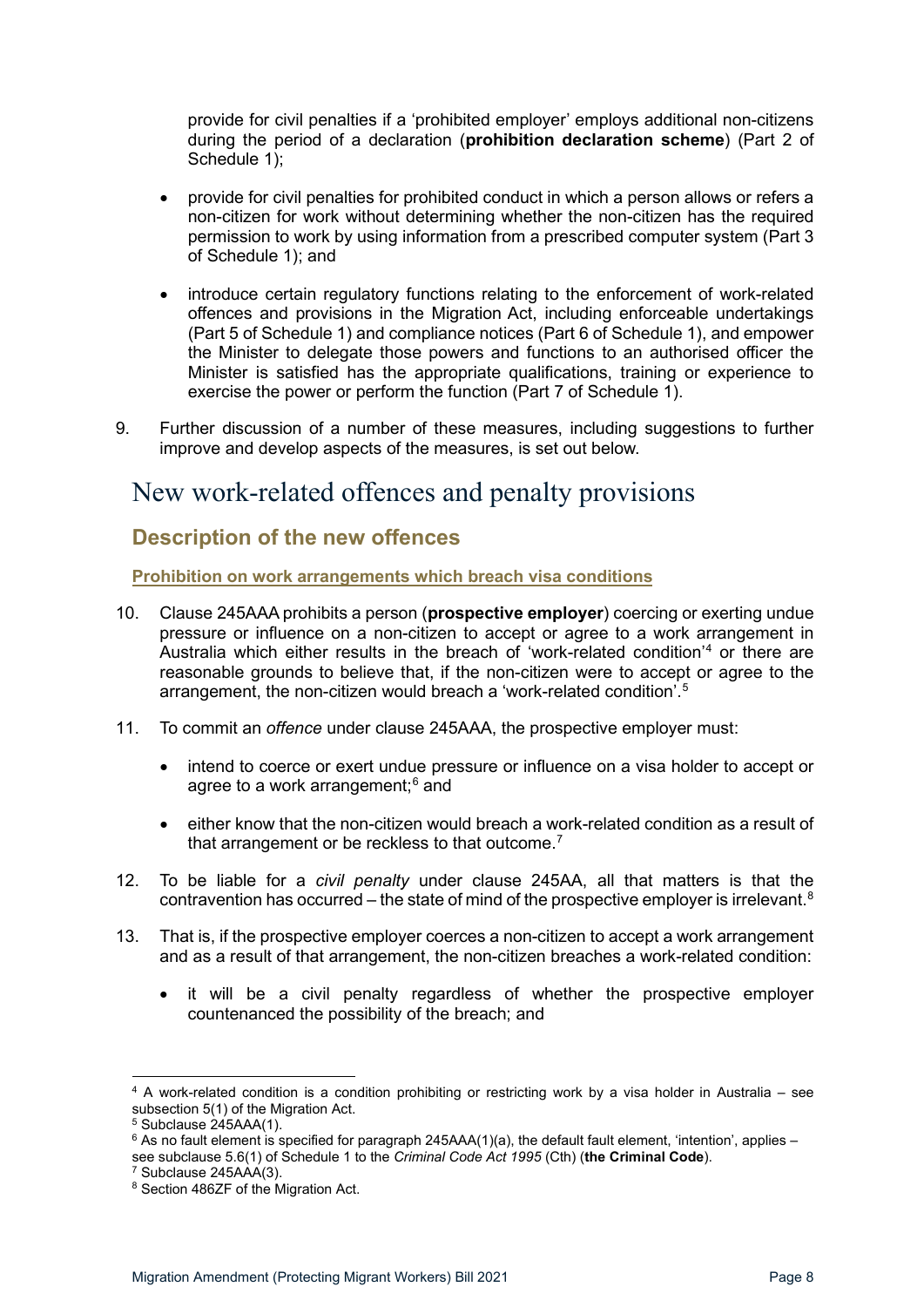provide for civil penalties if a 'prohibited employer' employs additional non-citizens during the period of a declaration (**prohibition declaration scheme**) (Part 2 of Schedule 1);

- provide for civil penalties for prohibited conduct in which a person allows or refers a non-citizen for work without determining whether the non-citizen has the required permission to work by using information from a prescribed computer system (Part 3 of Schedule 1); and
- introduce certain regulatory functions relating to the enforcement of work-related offences and provisions in the Migration Act, including enforceable undertakings (Part 5 of Schedule 1) and compliance notices (Part 6 of Schedule 1), and empower the Minister to delegate those powers and functions to an authorised officer the Minister is satisfied has the appropriate qualifications, training or experience to exercise the power or perform the function (Part 7 of Schedule 1).

9. Further discussion of a number of these measures, including suggestions to further improve and develop aspects of the measures, is set out below.

# New work-related offences and penalty provisions

## Description of the new offences

### Prohibition on work arrangements which breach visa conditions

10. Clause 245AAA prohibits a person (**prospective employer**) coercing or exerting undue pressure or influence on a non-citizen to accept or agree to a work arrangement in Australia which either results in the breach of 'work-related condition'[4] or there are reasonable grounds to believe that, if the non-citizen were to accept or agree to the arrangement, the non-citizen would breach a 'work-related condition'.[5]

11. To commit an *offence* under clause 245AAA, the prospective employer must:

    - intend to coerce or exert undue pressure or influence on a visa holder to accept or agree to a work arrangement;[6] and
    - either know that the non-citizen would breach a work-related condition as a result of that arrangement or be reckless to that outcome.[7]

12. To be liable for a *civil penalty* under clause 245AA, all that matters is that the contravention has occurred – the state of mind of the prospective employer is irrelevant.[8]

13. That is, if the prospective employer coerces a non-citizen to accept a work arrangement and as a result of that arrangement, the non-citizen breaches a work-related condition:

    - it will be a civil penalty regardless of whether the prospective employer countenanced the possibility of the breach; and

---

[4] A work-related condition is a condition prohibiting or restricting work by a visa holder in Australia – see subsection 5(1) of the Migration Act.

[5] Subclause 245AAA(1).

[6] As no fault element is specified for paragraph 245AAA(1)(a), the default fault element, 'intention', applies – see subclause 5.6(1) of Schedule 1 to the *Criminal Code Act 1995* (Cth) (**the Criminal Code**).

[7] Subclause 245AAA(3).

[8] Section 486ZF of the Migration Act.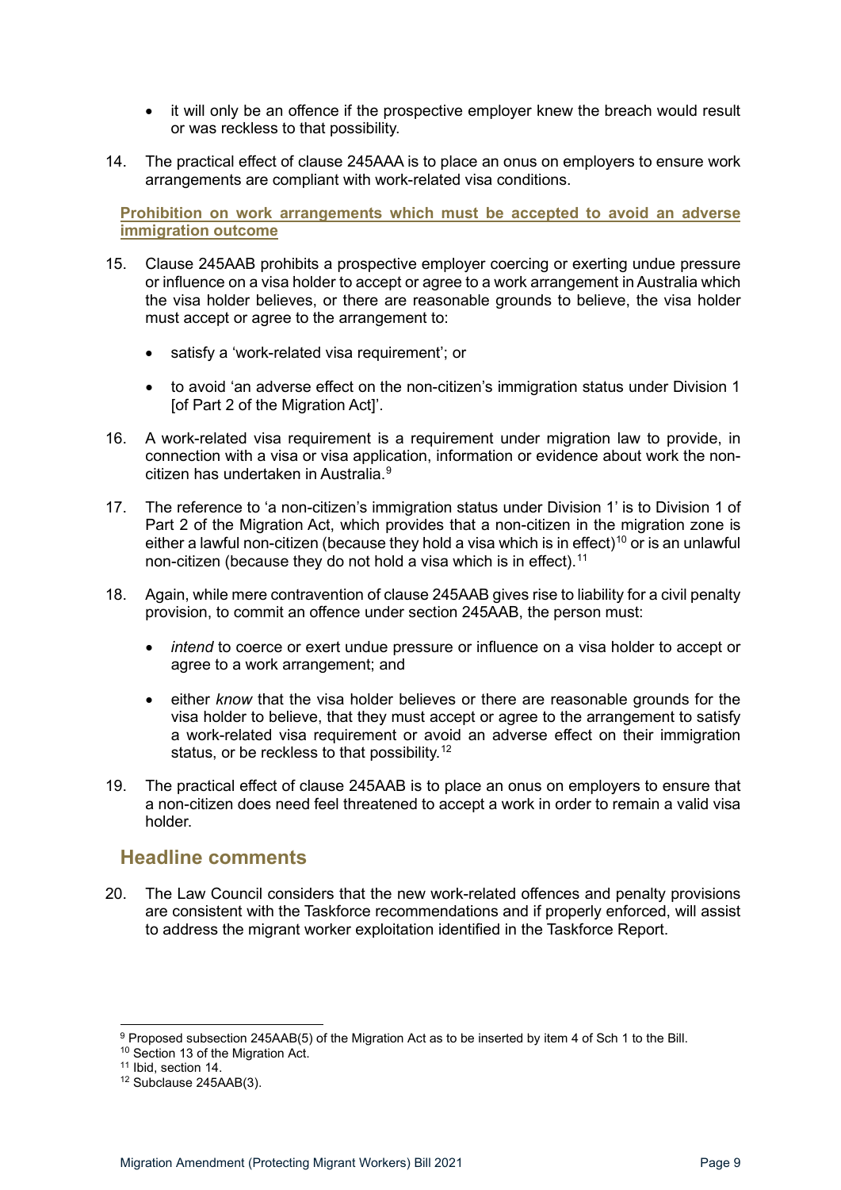- it will only be an offence if the prospective employer knew the breach would result or was reckless to that possibility.

14. The practical effect of clause 245AAA is to place an onus on employers to ensure work arrangements are compliant with work-related visa conditions.

### Prohibition on work arrangements which must be accepted to avoid an adverse immigration outcome

15. Clause 245AAB prohibits a prospective employer coercing or exerting undue pressure or influence on a visa holder to accept or agree to a work arrangement in Australia which the visa holder believes, or there are reasonable grounds to believe, the visa holder must accept or agree to the arrangement to:

    - satisfy a 'work-related visa requirement'; or
    - to avoid 'an adverse effect on the non-citizen's immigration status under Division 1 [of Part 2 of the Migration Act]'.

16. A work-related visa requirement is a requirement under migration law to provide, in connection with a visa or visa application, information or evidence about work the non-citizen has undertaken in Australia.[9]

17. The reference to 'a non-citizen's immigration status under Division 1' is to Division 1 of Part 2 of the Migration Act, which provides that a non-citizen in the migration zone is either a lawful non-citizen (because they hold a visa which is in effect)[10] or is an unlawful non-citizen (because they do not hold a visa which is in effect).[11]

18. Again, while mere contravention of clause 245AAB gives rise to liability for a civil penalty provision, to commit an offence under section 245AAB, the person must:

    - *intend* to coerce or exert undue pressure or influence on a visa holder to accept or agree to a work arrangement; and
    - either *know* that the visa holder believes or there are reasonable grounds for the visa holder to believe, that they must accept or agree to the arrangement to satisfy a work-related visa requirement or avoid an adverse effect on their immigration status, or be reckless to that possibility.[12]

19. The practical effect of clause 245AAB is to place an onus on employers to ensure that a non-citizen does need feel threatened to accept a work in order to remain a valid visa holder.

## Headline comments

20. The Law Council considers that the new work-related offences and penalty provisions are consistent with the Taskforce recommendations and if properly enforced, will assist to address the migrant worker exploitation identified in the Taskforce Report.

---

[9] Proposed subsection 245AAB(5) of the Migration Act as to be inserted by item 4 of Sch 1 to the Bill.

[10] Section 13 of the Migration Act.

[11] Ibid, section 14.

[12] Subclause 245AAB(3).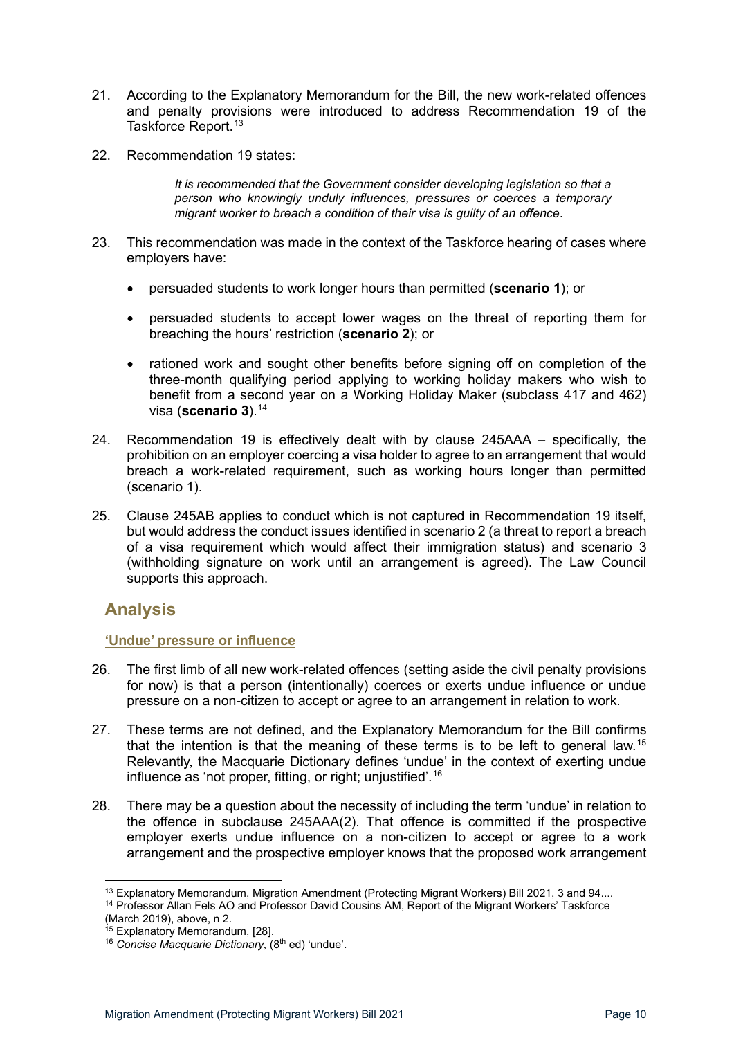21. According to the Explanatory Memorandum for the Bill, the new work-related offences and penalty provisions were introduced to address Recommendation 19 of the Taskforce Report.[13]

22. Recommendation 19 states:

> *It is recommended that the Government consider developing legislation so that a person who knowingly unduly influences, pressures or coerces a temporary migrant worker to breach a condition of their visa is guilty of an offence*.

23. This recommendation was made in the context of the Taskforce hearing of cases where employers have:

    - persuaded students to work longer hours than permitted (**scenario 1**); or
    - persuaded students to accept lower wages on the threat of reporting them for breaching the hours' restriction (**scenario 2**); or
    - rationed work and sought other benefits before signing off on completion of the three-month qualifying period applying to working holiday makers who wish to benefit from a second year on a Working Holiday Maker (subclass 417 and 462) visa (**scenario 3**).[14]

24. Recommendation 19 is effectively dealt with by clause 245AAA – specifically, the prohibition on an employer coercing a visa holder to agree to an arrangement that would breach a work-related requirement, such as working hours longer than permitted (scenario 1).

25. Clause 245AB applies to conduct which is not captured in Recommendation 19 itself, but would address the conduct issues identified in scenario 2 (a threat to report a breach of a visa requirement which would affect their immigration status) and scenario 3 (withholding signature on work until an arrangement is agreed). The Law Council supports this approach.

## Analysis

### 'Undue' pressure or influence

26. The first limb of all new work-related offences (setting aside the civil penalty provisions for now) is that a person (intentionally) coerces or exerts undue influence or undue pressure on a non-citizen to accept or agree to an arrangement in relation to work.

27. These terms are not defined, and the Explanatory Memorandum for the Bill confirms that the intention is that the meaning of these terms is to be left to general law.[15] Relevantly, the Macquarie Dictionary defines 'undue' in the context of exerting undue influence as 'not proper, fitting, or right; unjustified'.[16]

28. There may be a question about the necessity of including the term 'undue' in relation to the offence in subclause 245AAA(2). That offence is committed if the prospective employer exerts undue influence on a non-citizen to accept or agree to a work arrangement and the prospective employer knows that the proposed work arrangement

---

[13] Explanatory Memorandum, Migration Amendment (Protecting Migrant Workers) Bill 2021, 3 and 94....

[14] Professor Allan Fels AO and Professor David Cousins AM, Report of the Migrant Workers' Taskforce (March 2019), above, n 2.

[15] Explanatory Memorandum, [28].

[16] *Concise Macquarie Dictionary*, (8th ed) 'undue'.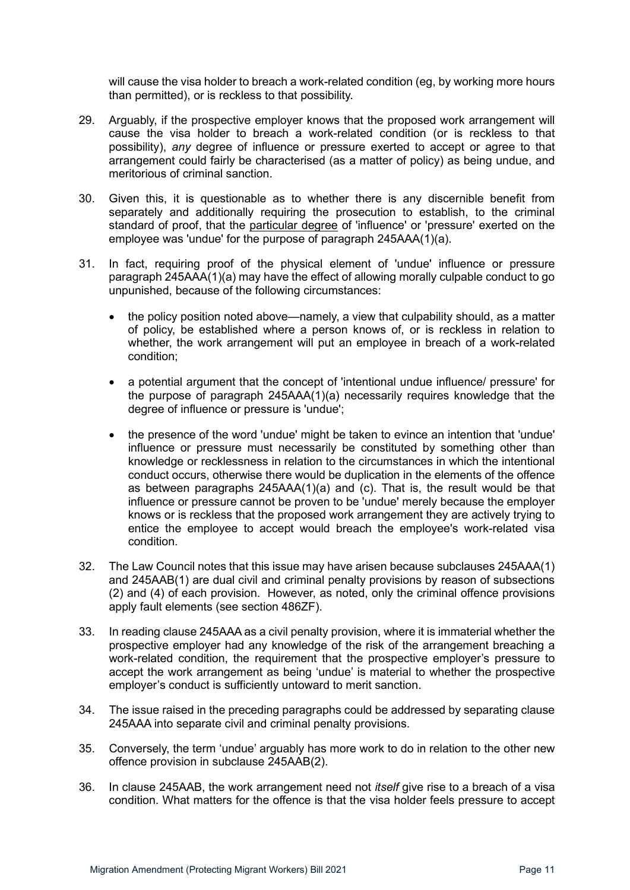will cause the visa holder to breach a work-related condition (eg, by working more hours than permitted), or is reckless to that possibility.

29. Arguably, if the prospective employer knows that the proposed work arrangement will cause the visa holder to breach a work-related condition (or is reckless to that possibility), *any* degree of influence or pressure exerted to accept or agree to that arrangement could fairly be characterised (as a matter of policy) as being undue, and meritorious of criminal sanction.

30. Given this, it is questionable as to whether there is any discernible benefit from separately and additionally requiring the prosecution to establish, to the criminal standard of proof, that the <u>particular degree</u> of 'influence' or 'pressure' exerted on the employee was 'undue' for the purpose of paragraph 245AAA(1)(a).

31. In fact, requiring proof of the physical element of 'undue' influence or pressure paragraph 245AAA(1)(a) may have the effect of allowing morally culpable conduct to go unpunished, because of the following circumstances:

   - the policy position noted above—namely, a view that culpability should, as a matter of policy, be established where a person knows of, or is reckless in relation to whether, the work arrangement will put an employee in breach of a work-related condition;
   - a potential argument that the concept of 'intentional undue influence/ pressure' for the purpose of paragraph 245AAA(1)(a) necessarily requires knowledge that the degree of influence or pressure is 'undue';
   - the presence of the word 'undue' might be taken to evince an intention that 'undue' influence or pressure must necessarily be constituted by something other than knowledge or recklessness in relation to the circumstances in which the intentional conduct occurs, otherwise there would be duplication in the elements of the offence as between paragraphs 245AAA(1)(a) and (c). That is, the result would be that influence or pressure cannot be proven to be 'undue' merely because the employer knows or is reckless that the proposed work arrangement they are actively trying to entice the employee to accept would breach the employee's work-related visa condition.

32. The Law Council notes that this issue may have arisen because subclauses 245AAA(1) and 245AAB(1) are dual civil and criminal penalty provisions by reason of subsections (2) and (4) of each provision. However, as noted, only the criminal offence provisions apply fault elements (see section 486ZF).

33. In reading clause 245AAA as a civil penalty provision, where it is immaterial whether the prospective employer had any knowledge of the risk of the arrangement breaching a work-related condition, the requirement that the prospective employer's pressure to accept the work arrangement as being 'undue' is material to whether the prospective employer's conduct is sufficiently untoward to merit sanction.

34. The issue raised in the preceding paragraphs could be addressed by separating clause 245AAA into separate civil and criminal penalty provisions.

35. Conversely, the term 'undue' arguably has more work to do in relation to the other new offence provision in subclause 245AAB(2).

36. In clause 245AAB, the work arrangement need not *itself* give rise to a breach of a visa condition. What matters for the offence is that the visa holder feels pressure to accept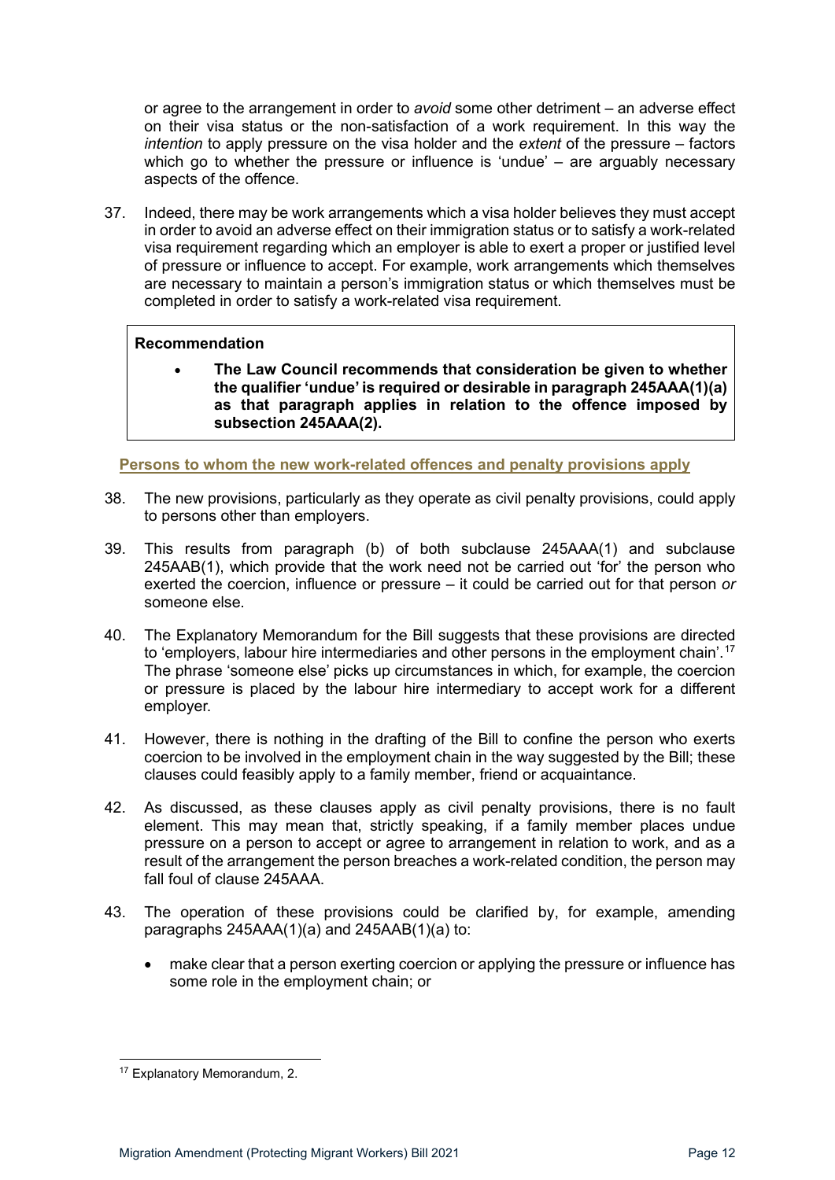or agree to the arrangement in order to *avoid* some other detriment – an adverse effect on their visa status or the non-satisfaction of a work requirement. In this way the *intention* to apply pressure on the visa holder and the *extent* of the pressure – factors which go to whether the pressure or influence is 'undue' – are arguably necessary aspects of the offence.

37. Indeed, there may be work arrangements which a visa holder believes they must accept in order to avoid an adverse effect on their immigration status or to satisfy a work-related visa requirement regarding which an employer is able to exert a proper or justified level of pressure or influence to accept. For example, work arrangements which themselves are necessary to maintain a person's immigration status or which themselves must be completed in order to satisfy a work-related visa requirement.

> **Recommendation**
>
> - **The Law Council recommends that consideration be given to whether the qualifier 'undue' is required or desirable in paragraph 245AAA(1)(a) as that paragraph applies in relation to the offence imposed by subsection 245AAA(2).**

### Persons to whom the new work-related offences and penalty provisions apply

38. The new provisions, particularly as they operate as civil penalty provisions, could apply to persons other than employers.

39. This results from paragraph (b) of both subclause 245AAA(1) and subclause 245AAB(1), which provide that the work need not be carried out 'for' the person who exerted the coercion, influence or pressure – it could be carried out for that person *or* someone else.

40. The Explanatory Memorandum for the Bill suggests that these provisions are directed to 'employers, labour hire intermediaries and other persons in the employment chain'.[17] The phrase 'someone else' picks up circumstances in which, for example, the coercion or pressure is placed by the labour hire intermediary to accept work for a different employer.

41. However, there is nothing in the drafting of the Bill to confine the person who exerts coercion to be involved in the employment chain in the way suggested by the Bill; these clauses could feasibly apply to a family member, friend or acquaintance.

42. As discussed, as these clauses apply as civil penalty provisions, there is no fault element. This may mean that, strictly speaking, if a family member places undue pressure on a person to accept or agree to arrangement in relation to work, and as a result of the arrangement the person breaches a work-related condition, the person may fall foul of clause 245AAA.

43. The operation of these provisions could be clarified by, for example, amending paragraphs 245AAA(1)(a) and 245AAB(1)(a) to:

    - make clear that a person exerting coercion or applying the pressure or influence has some role in the employment chain; or

[17] Explanatory Memorandum, 2.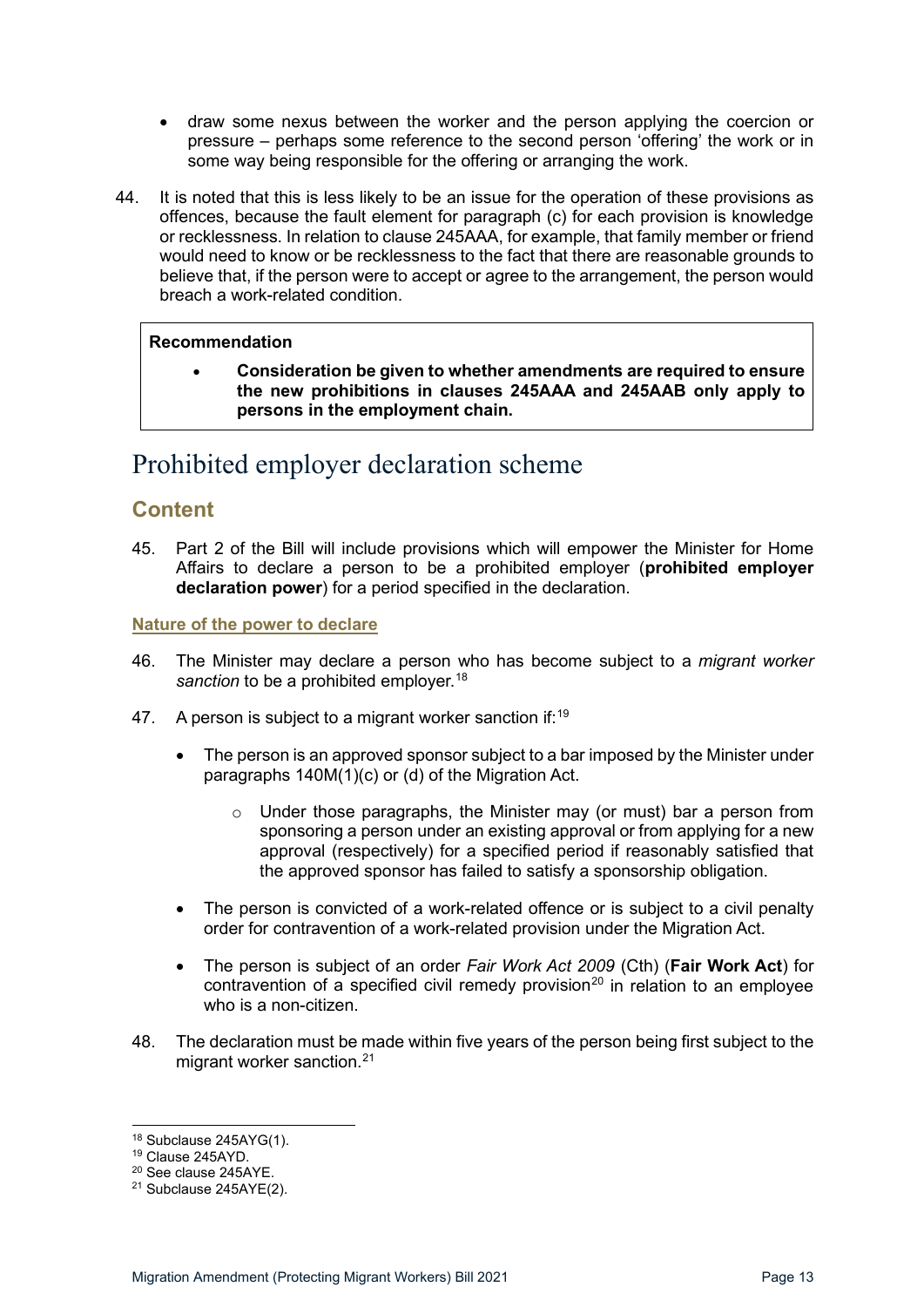- draw some nexus between the worker and the person applying the coercion or pressure – perhaps some reference to the second person 'offering' the work or in some way being responsible for the offering or arranging the work.

44. It is noted that this is less likely to be an issue for the operation of these provisions as offences, because the fault element for paragraph (c) for each provision is knowledge or recklessness. In relation to clause 245AAA, for example, that family member or friend would need to know or be recklessness to the fact that there are reasonable grounds to believe that, if the person were to accept or agree to the arrangement, the person would breach a work-related condition.

> **Recommendation**
>
> - **Consideration be given to whether amendments are required to ensure the new prohibitions in clauses 245AAA and 245AAB only apply to persons in the employment chain.**

# Prohibited employer declaration scheme

## Content

45. Part 2 of the Bill will include provisions which will empower the Minister for Home Affairs to declare a person to be a prohibited employer (**prohibited employer declaration power**) for a period specified in the declaration.

### Nature of the power to declare

46. The Minister may declare a person who has become subject to a *migrant worker sanction* to be a prohibited employer.[18]

47. A person is subject to a migrant worker sanction if:[19]

    - The person is an approved sponsor subject to a bar imposed by the Minister under paragraphs 140M(1)(c) or (d) of the Migration Act.
        - Under those paragraphs, the Minister may (or must) bar a person from sponsoring a person under an existing approval or from applying for a new approval (respectively) for a specified period if reasonably satisfied that the approved sponsor has failed to satisfy a sponsorship obligation.
    - The person is convicted of a work-related offence or is subject to a civil penalty order for contravention of a work-related provision under the Migration Act.
    - The person is subject of an order *Fair Work Act 2009* (Cth) (**Fair Work Act**) for contravention of a specified civil remedy provision[20] in relation to an employee who is a non-citizen.

48. The declaration must be made within five years of the person being first subject to the migrant worker sanction.[21]

---

[18] Subclause 245AYG(1).
[19] Clause 245AYD.
[20] See clause 245AYE.
[21] Subclause 245AYE(2).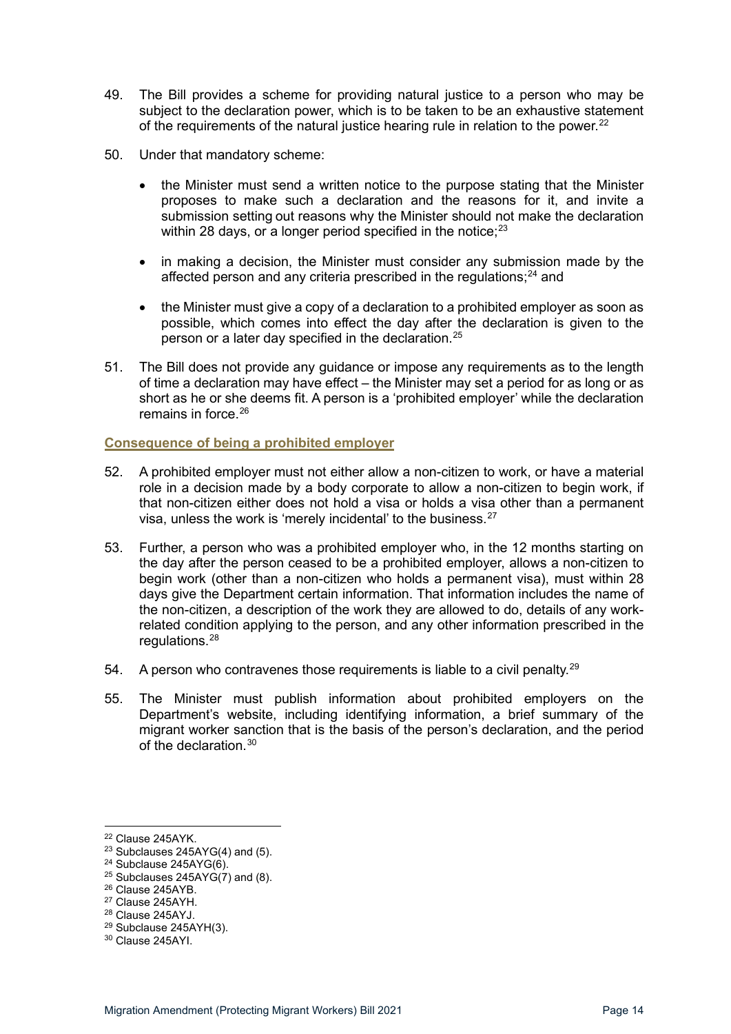49. The Bill provides a scheme for providing natural justice to a person who may be subject to the declaration power, which is to be taken to be an exhaustive statement of the requirements of the natural justice hearing rule in relation to the power.[22]

50. Under that mandatory scheme:

- the Minister must send a written notice to the purpose stating that the Minister proposes to make such a declaration and the reasons for it, and invite a submission setting out reasons why the Minister should not make the declaration within 28 days, or a longer period specified in the notice;[23]
- in making a decision, the Minister must consider any submission made by the affected person and any criteria prescribed in the regulations;[24] and
- the Minister must give a copy of a declaration to a prohibited employer as soon as possible, which comes into effect the day after the declaration is given to the person or a later day specified in the declaration.[25]

51. The Bill does not provide any guidance or impose any requirements as to the length of time a declaration may have effect – the Minister may set a period for as long or as short as he or she deems fit. A person is a 'prohibited employer' while the declaration remains in force.[26]

### Consequence of being a prohibited employer

52. A prohibited employer must not either allow a non-citizen to work, or have a material role in a decision made by a body corporate to allow a non-citizen to begin work, if that non-citizen either does not hold a visa or holds a visa other than a permanent visa, unless the work is 'merely incidental' to the business.[27]

53. Further, a person who was a prohibited employer who, in the 12 months starting on the day after the person ceased to be a prohibited employer, allows a non-citizen to begin work (other than a non-citizen who holds a permanent visa), must within 28 days give the Department certain information. That information includes the name of the non-citizen, a description of the work they are allowed to do, details of any work-related condition applying to the person, and any other information prescribed in the regulations.[28]

54. A person who contravenes those requirements is liable to a civil penalty.[29]

55. The Minister must publish information about prohibited employers on the Department's website, including identifying information, a brief summary of the migrant worker sanction that is the basis of the person's declaration, and the period of the declaration.[30]

---

[22] Clause 245AYK.

[23] Subclauses 245AYG(4) and (5).

[24] Subclause 245AYG(6).

[25] Subclauses 245AYG(7) and (8).

[26] Clause 245AYB.

[27] Clause 245AYH.

[28] Clause 245AYJ.

[29] Subclause 245AYH(3).

[30] Clause 245AYI.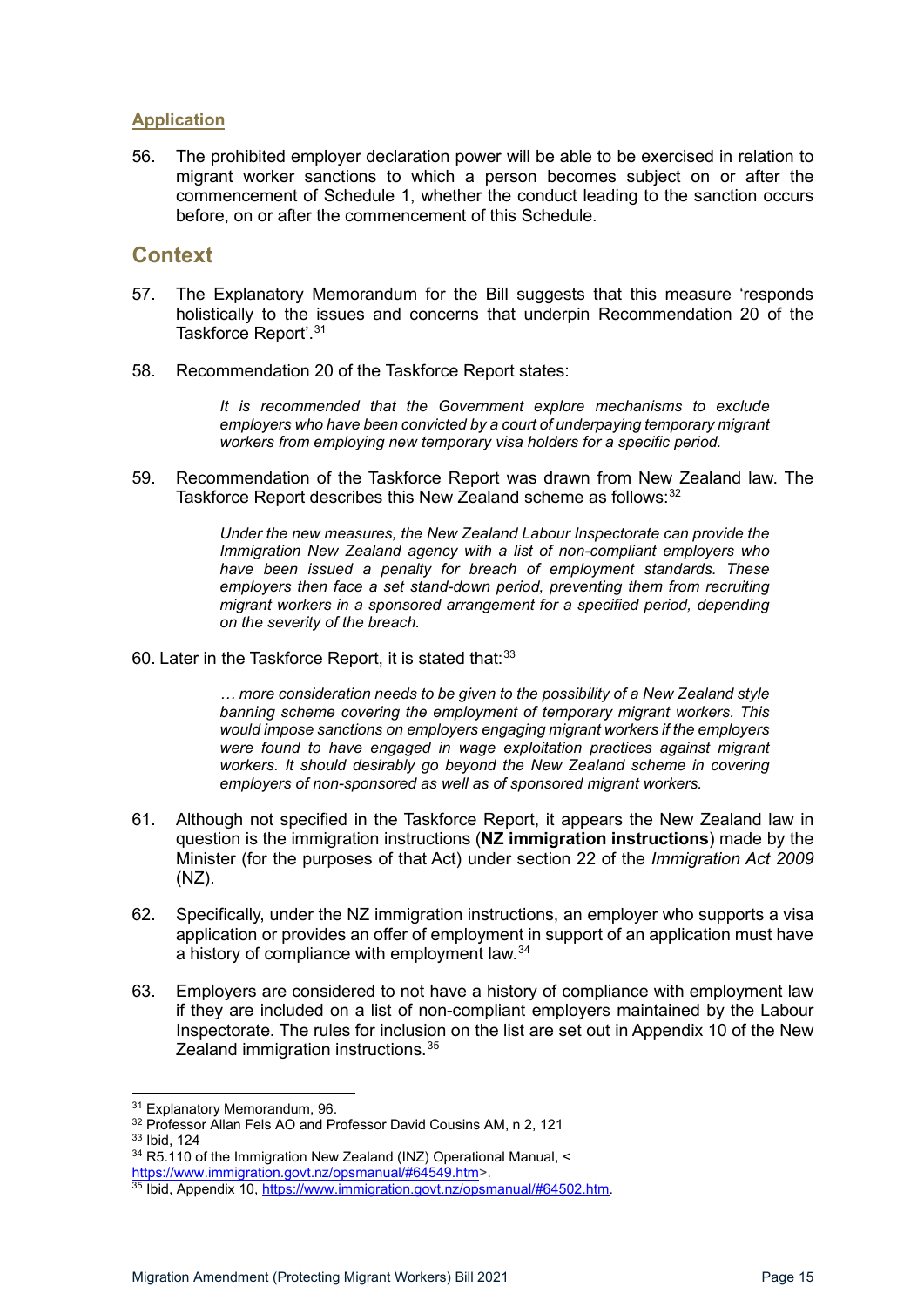### Application

56. The prohibited employer declaration power will be able to be exercised in relation to migrant worker sanctions to which a person becomes subject on or after the commencement of Schedule 1, whether the conduct leading to the sanction occurs before, on or after the commencement of this Schedule.

## Context

57. The Explanatory Memorandum for the Bill suggests that this measure 'responds holistically to the issues and concerns that underpin Recommendation 20 of the Taskforce Report'.[31]

58. Recommendation 20 of the Taskforce Report states:

> *It is recommended that the Government explore mechanisms to exclude employers who have been convicted by a court of underpaying temporary migrant workers from employing new temporary visa holders for a specific period.*

59. Recommendation of the Taskforce Report was drawn from New Zealand law. The Taskforce Report describes this New Zealand scheme as follows:[32]

> *Under the new measures, the New Zealand Labour Inspectorate can provide the Immigration New Zealand agency with a list of non-compliant employers who have been issued a penalty for breach of employment standards. These employers then face a set stand-down period, preventing them from recruiting migrant workers in a sponsored arrangement for a specified period, depending on the severity of the breach.*

60. Later in the Taskforce Report, it is stated that:[33]

> *… more consideration needs to be given to the possibility of a New Zealand style banning scheme covering the employment of temporary migrant workers. This would impose sanctions on employers engaging migrant workers if the employers were found to have engaged in wage exploitation practices against migrant workers. It should desirably go beyond the New Zealand scheme in covering employers of non-sponsored as well as of sponsored migrant workers.*

61. Although not specified in the Taskforce Report, it appears the New Zealand law in question is the immigration instructions (**NZ immigration instructions**) made by the Minister (for the purposes of that Act) under section 22 of the *Immigration Act 2009* (NZ).

62. Specifically, under the NZ immigration instructions, an employer who supports a visa application or provides an offer of employment in support of an application must have a history of compliance with employment law.[34]

63. Employers are considered to not have a history of compliance with employment law if they are included on a list of non-compliant employers maintained by the Labour Inspectorate. The rules for inclusion on the list are set out in Appendix 10 of the New Zealand immigration instructions.[35]

---

[31] Explanatory Memorandum, 96.

[32] Professor Allan Fels AO and Professor David Cousins AM, n 2, 121

[33] Ibid, 124

[34] R5.110 of the Immigration New Zealand (INZ) Operational Manual, <https://www.immigration.govt.nz/opsmanual/#64549.htm>.

[35] Ibid, Appendix 10, https://www.immigration.govt.nz/opsmanual/#64502.htm.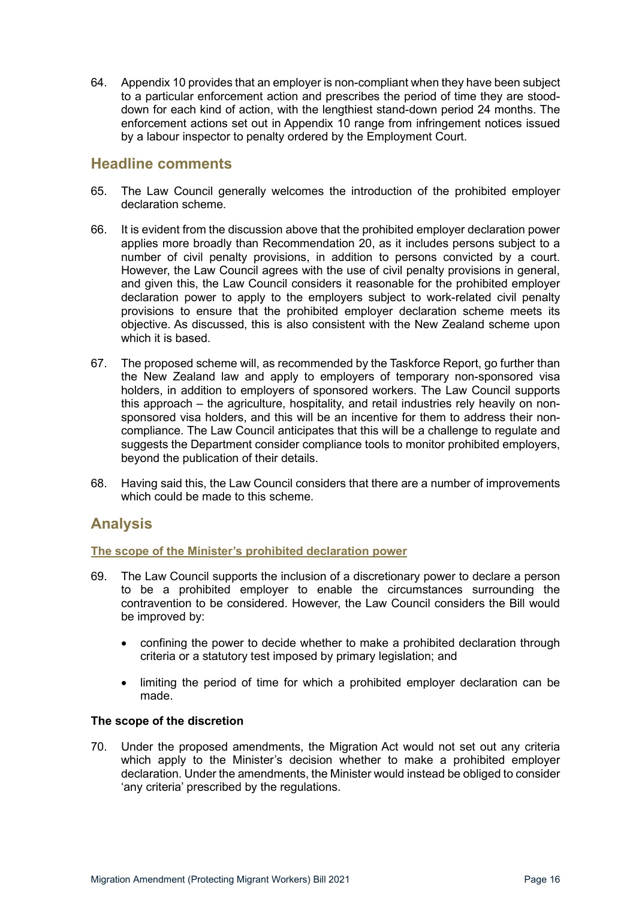64. Appendix 10 provides that an employer is non-compliant when they have been subject to a particular enforcement action and prescribes the period of time they are stood-down for each kind of action, with the lengthiest stand-down period 24 months. The enforcement actions set out in Appendix 10 range from infringement notices issued by a labour inspector to penalty ordered by the Employment Court.

## Headline comments

65. The Law Council generally welcomes the introduction of the prohibited employer declaration scheme.

66. It is evident from the discussion above that the prohibited employer declaration power applies more broadly than Recommendation 20, as it includes persons subject to a number of civil penalty provisions, in addition to persons convicted by a court. However, the Law Council agrees with the use of civil penalty provisions in general, and given this, the Law Council considers it reasonable for the prohibited employer declaration power to apply to the employers subject to work-related civil penalty provisions to ensure that the prohibited employer declaration scheme meets its objective. As discussed, this is also consistent with the New Zealand scheme upon which it is based.

67. The proposed scheme will, as recommended by the Taskforce Report, go further than the New Zealand law and apply to employers of temporary non-sponsored visa holders, in addition to employers of sponsored workers. The Law Council supports this approach – the agriculture, hospitality, and retail industries rely heavily on non-sponsored visa holders, and this will be an incentive for them to address their non-compliance. The Law Council anticipates that this will be a challenge to regulate and suggests the Department consider compliance tools to monitor prohibited employers, beyond the publication of their details.

68. Having said this, the Law Council considers that there are a number of improvements which could be made to this scheme.

## Analysis

### The scope of the Minister's prohibited declaration power

69. The Law Council supports the inclusion of a discretionary power to declare a person to be a prohibited employer to enable the circumstances surrounding the contravention to be considered. However, the Law Council considers the Bill would be improved by:

- confining the power to decide whether to make a prohibited declaration through criteria or a statutory test imposed by primary legislation; and
- limiting the period of time for which a prohibited employer declaration can be made.

#### The scope of the discretion

70. Under the proposed amendments, the Migration Act would not set out any criteria which apply to the Minister's decision whether to make a prohibited employer declaration. Under the amendments, the Minister would instead be obliged to consider 'any criteria' prescribed by the regulations.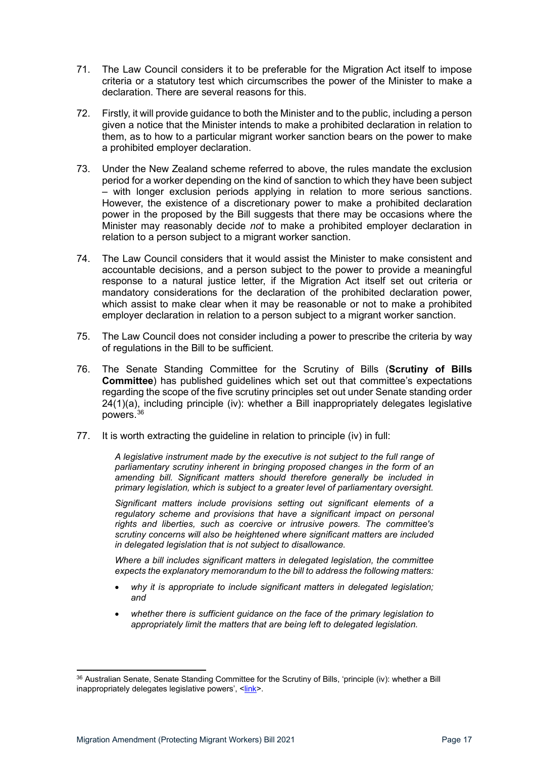71. The Law Council considers it to be preferable for the Migration Act itself to impose criteria or a statutory test which circumscribes the power of the Minister to make a declaration. There are several reasons for this.

72. Firstly, it will provide guidance to both the Minister and to the public, including a person given a notice that the Minister intends to make a prohibited declaration in relation to them, as to how to a particular migrant worker sanction bears on the power to make a prohibited employer declaration.

73. Under the New Zealand scheme referred to above, the rules mandate the exclusion period for a worker depending on the kind of sanction to which they have been subject – with longer exclusion periods applying in relation to more serious sanctions. However, the existence of a discretionary power to make a prohibited declaration power in the proposed by the Bill suggests that there may be occasions where the Minister may reasonably decide *not* to make a prohibited employer declaration in relation to a person subject to a migrant worker sanction.

74. The Law Council considers that it would assist the Minister to make consistent and accountable decisions, and a person subject to the power to provide a meaningful response to a natural justice letter, if the Migration Act itself set out criteria or mandatory considerations for the declaration of the prohibited declaration power, which assist to make clear when it may be reasonable or not to make a prohibited employer declaration in relation to a person subject to a migrant worker sanction.

75. The Law Council does not consider including a power to prescribe the criteria by way of regulations in the Bill to be sufficient.

76. The Senate Standing Committee for the Scrutiny of Bills (**Scrutiny of Bills Committee**) has published guidelines which set out that committee's expectations regarding the scope of the five scrutiny principles set out under Senate standing order 24(1)(a), including principle (iv): whether a Bill inappropriately delegates legislative powers.[36]

77. It is worth extracting the guideline in relation to principle (iv) in full:

> *A legislative instrument made by the executive is not subject to the full range of parliamentary scrutiny inherent in bringing proposed changes in the form of an amending bill. Significant matters should therefore generally be included in primary legislation, which is subject to a greater level of parliamentary oversight.*
>
> *Significant matters include provisions setting out significant elements of a regulatory scheme and provisions that have a significant impact on personal rights and liberties, such as coercive or intrusive powers. The committee's scrutiny concerns will also be heightened where significant matters are included in delegated legislation that is not subject to disallowance.*
>
> *Where a bill includes significant matters in delegated legislation, the committee expects the explanatory memorandum to the bill to address the following matters:*
>
> - *why it is appropriate to include significant matters in delegated legislation; and*
> - *whether there is sufficient guidance on the face of the primary legislation to appropriately limit the matters that are being left to delegated legislation.*

---

[36] Australian Senate, Senate Standing Committee for the Scrutiny of Bills, 'principle (iv): whether a Bill inappropriately delegates legislative powers', <link>.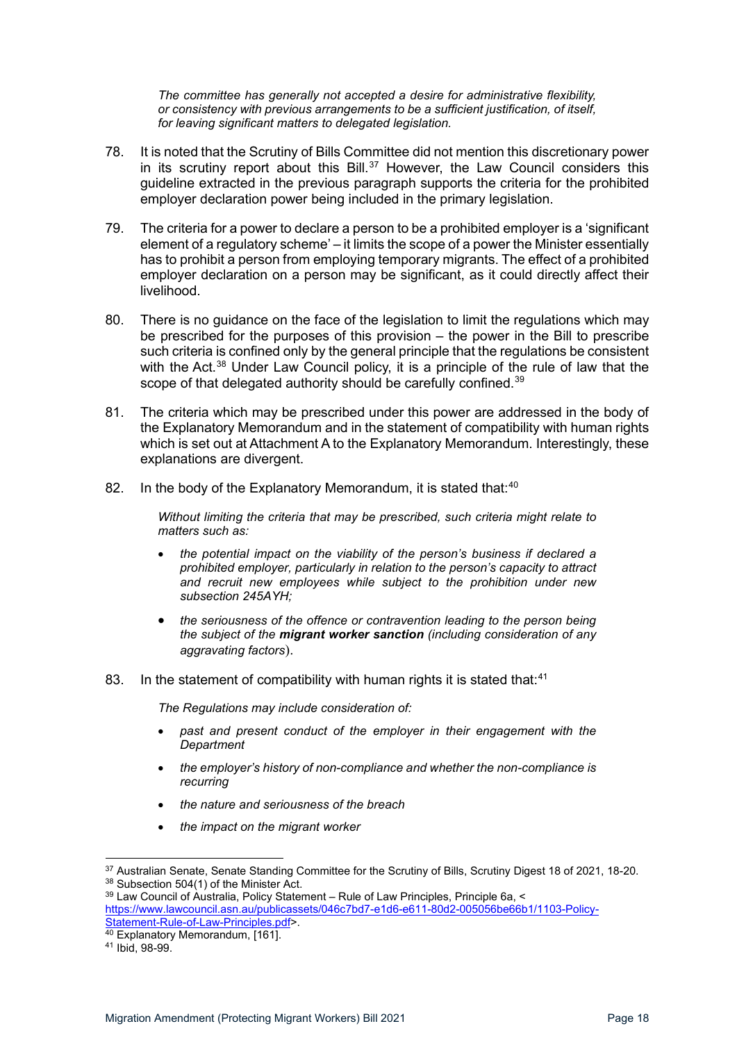> *The committee has generally not accepted a desire for administrative flexibility, or consistency with previous arrangements to be a sufficient justification, of itself, for leaving significant matters to delegated legislation.*

78. It is noted that the Scrutiny of Bills Committee did not mention this discretionary power in its scrutiny report about this Bill.[37] However, the Law Council considers this guideline extracted in the previous paragraph supports the criteria for the prohibited employer declaration power being included in the primary legislation.

79. The criteria for a power to declare a person to be a prohibited employer is a 'significant element of a regulatory scheme' – it limits the scope of a power the Minister essentially has to prohibit a person from employing temporary migrants. The effect of a prohibited employer declaration on a person may be significant, as it could directly affect their livelihood.

80. There is no guidance on the face of the legislation to limit the regulations which may be prescribed for the purposes of this provision – the power in the Bill to prescribe such criteria is confined only by the general principle that the regulations be consistent with the Act.[38] Under Law Council policy, it is a principle of the rule of law that the scope of that delegated authority should be carefully confined.[39]

81. The criteria which may be prescribed under this power are addressed in the body of the Explanatory Memorandum and in the statement of compatibility with human rights which is set out at Attachment A to the Explanatory Memorandum. Interestingly, these explanations are divergent.

82. In the body of the Explanatory Memorandum, it is stated that:[40]

> *Without limiting the criteria that may be prescribed, such criteria might relate to matters such as:*
>
> - *the potential impact on the viability of the person's business if declared a prohibited employer, particularly in relation to the person's capacity to attract and recruit new employees while subject to the prohibition under new subsection 245AYH;*
> - *the seriousness of the offence or contravention leading to the person being the subject of the **migrant worker sanction** (including consideration of any aggravating factors).*

83. In the statement of compatibility with human rights it is stated that:[41]

> *The Regulations may include consideration of:*
>
> - *past and present conduct of the employer in their engagement with the Department*
> - *the employer's history of non-compliance and whether the non-compliance is recurring*
> - *the nature and seriousness of the breach*
> - *the impact on the migrant worker*

---

[37] Australian Senate, Senate Standing Committee for the Scrutiny of Bills, Scrutiny Digest 18 of 2021, 18-20.

[38] Subsection 504(1) of the Minister Act.

[39] Law Council of Australia, Policy Statement – Rule of Law Principles, Principle 6a, <https://www.lawcouncil.asn.au/publicassets/046c7bd7-e1d6-e611-80d2-005056be66b1/1103-Policy-Statement-Rule-of-Law-Principles.pdf>.

[40] Explanatory Memorandum, [161].

[41] Ibid, 98-99.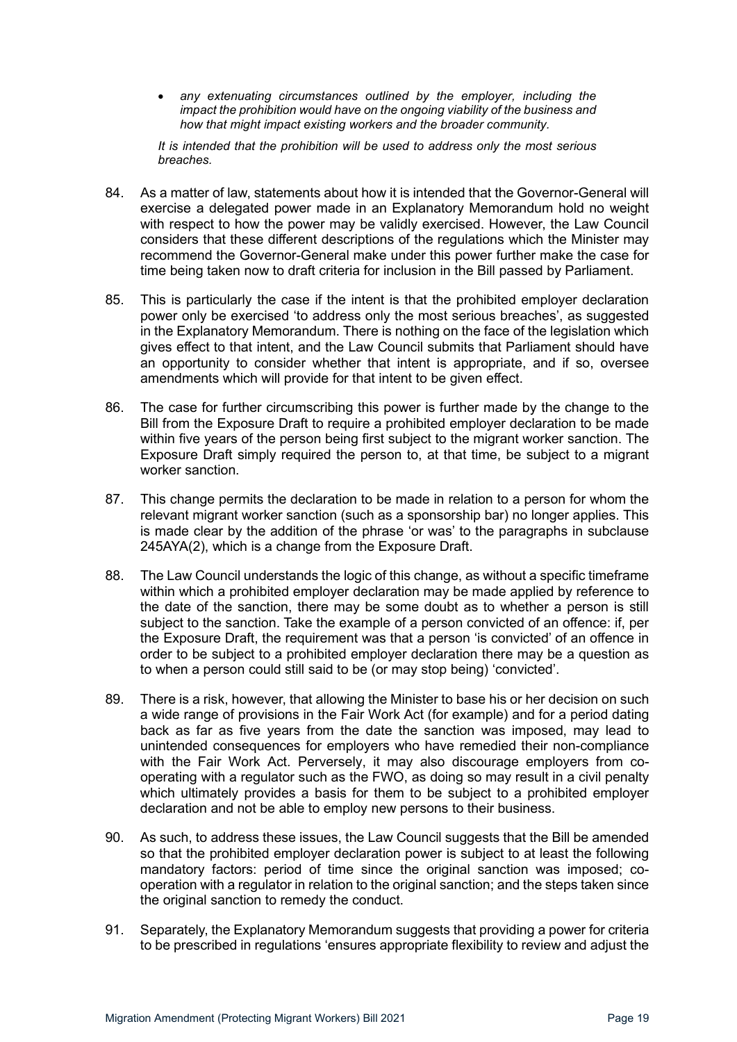- *any extenuating circumstances outlined by the employer, including the impact the prohibition would have on the ongoing viability of the business and how that might impact existing workers and the broader community.*

*It is intended that the prohibition will be used to address only the most serious breaches.*

84. As a matter of law, statements about how it is intended that the Governor-General will exercise a delegated power made in an Explanatory Memorandum hold no weight with respect to how the power may be validly exercised. However, the Law Council considers that these different descriptions of the regulations which the Minister may recommend the Governor-General make under this power further make the case for time being taken now to draft criteria for inclusion in the Bill passed by Parliament.

85. This is particularly the case if the intent is that the prohibited employer declaration power only be exercised 'to address only the most serious breaches', as suggested in the Explanatory Memorandum. There is nothing on the face of the legislation which gives effect to that intent, and the Law Council submits that Parliament should have an opportunity to consider whether that intent is appropriate, and if so, oversee amendments which will provide for that intent to be given effect.

86. The case for further circumscribing this power is further made by the change to the Bill from the Exposure Draft to require a prohibited employer declaration to be made within five years of the person being first subject to the migrant worker sanction. The Exposure Draft simply required the person to, at that time, be subject to a migrant worker sanction.

87. This change permits the declaration to be made in relation to a person for whom the relevant migrant worker sanction (such as a sponsorship bar) no longer applies. This is made clear by the addition of the phrase 'or was' to the paragraphs in subclause 245AYA(2), which is a change from the Exposure Draft.

88. The Law Council understands the logic of this change, as without a specific timeframe within which a prohibited employer declaration may be made applied by reference to the date of the sanction, there may be some doubt as to whether a person is still subject to the sanction. Take the example of a person convicted of an offence: if, per the Exposure Draft, the requirement was that a person 'is convicted' of an offence in order to be subject to a prohibited employer declaration there may be a question as to when a person could still said to be (or may stop being) 'convicted'.

89. There is a risk, however, that allowing the Minister to base his or her decision on such a wide range of provisions in the Fair Work Act (for example) and for a period dating back as far as five years from the date the sanction was imposed, may lead to unintended consequences for employers who have remedied their non-compliance with the Fair Work Act. Perversely, it may also discourage employers from co-operating with a regulator such as the FWO, as doing so may result in a civil penalty which ultimately provides a basis for them to be subject to a prohibited employer declaration and not be able to employ new persons to their business.

90. As such, to address these issues, the Law Council suggests that the Bill be amended so that the prohibited employer declaration power is subject to at least the following mandatory factors: period of time since the original sanction was imposed; co-operation with a regulator in relation to the original sanction; and the steps taken since the original sanction to remedy the conduct.

91. Separately, the Explanatory Memorandum suggests that providing a power for criteria to be prescribed in regulations 'ensures appropriate flexibility to review and adjust the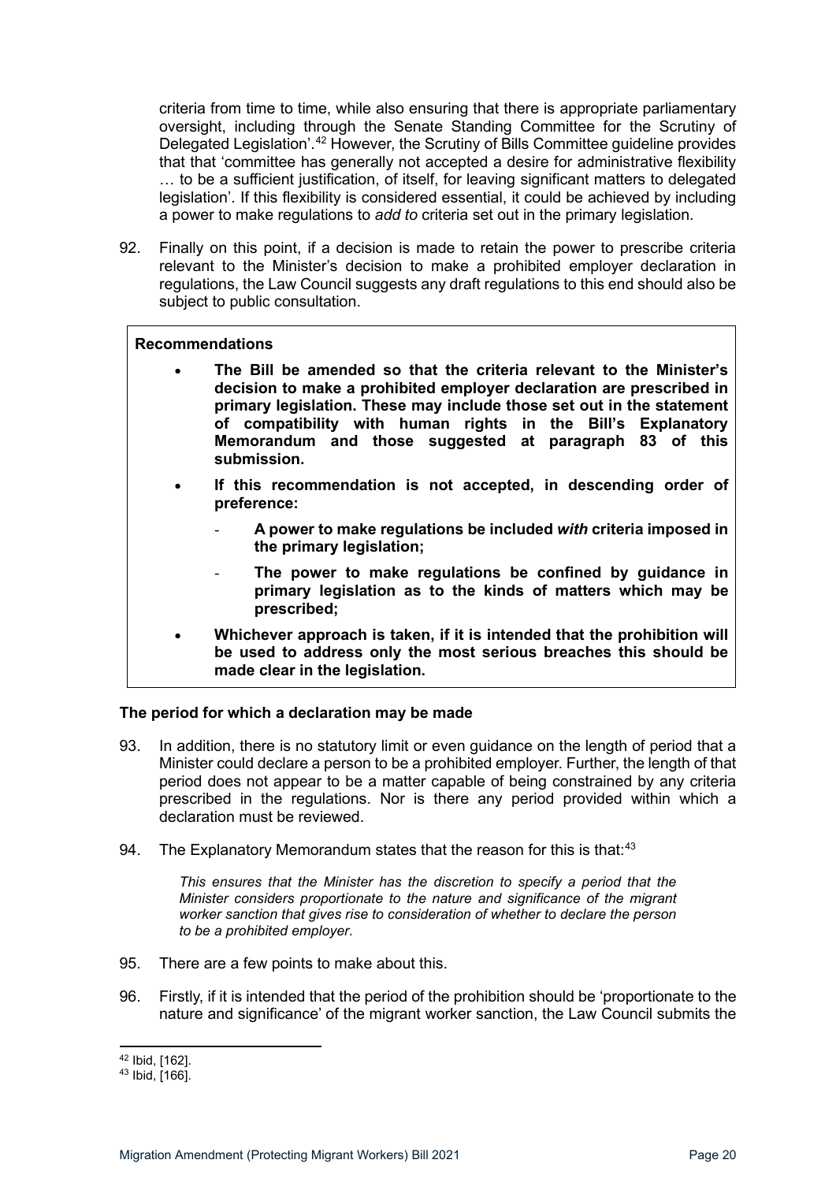criteria from time to time, while also ensuring that there is appropriate parliamentary oversight, including through the Senate Standing Committee for the Scrutiny of Delegated Legislation'.[42] However, the Scrutiny of Bills Committee guideline provides that that 'committee has generally not accepted a desire for administrative flexibility … to be a sufficient justification, of itself, for leaving significant matters to delegated legislation'. If this flexibility is considered essential, it could be achieved by including a power to make regulations to *add to* criteria set out in the primary legislation.

92. Finally on this point, if a decision is made to retain the power to prescribe criteria relevant to the Minister's decision to make a prohibited employer declaration in regulations, the Law Council suggests any draft regulations to this end should also be subject to public consultation.

> **Recommendations**
>
> - **The Bill be amended so that the criteria relevant to the Minister's decision to make a prohibited employer declaration are prescribed in primary legislation. These may include those set out in the statement of compatibility with human rights in the Bill's Explanatory Memorandum and those suggested at paragraph 83 of this submission.**
> - **If this recommendation is not accepted, in descending order of preference:**
>   - **A power to make regulations be included *with* criteria imposed in the primary legislation;**
>   - **The power to make regulations be confined by guidance in primary legislation as to the kinds of matters which may be prescribed;**
> - **Whichever approach is taken, if it is intended that the prohibition will be used to address only the most serious breaches this should be made clear in the legislation.**

**The period for which a declaration may be made**

93. In addition, there is no statutory limit or even guidance on the length of period that a Minister could declare a person to be a prohibited employer. Further, the length of that period does not appear to be a matter capable of being constrained by any criteria prescribed in the regulations. Nor is there any period provided within which a declaration must be reviewed.

94. The Explanatory Memorandum states that the reason for this is that:[43]

> *This ensures that the Minister has the discretion to specify a period that the Minister considers proportionate to the nature and significance of the migrant worker sanction that gives rise to consideration of whether to declare the person to be a prohibited employer.*

95. There are a few points to make about this.

96. Firstly, if it is intended that the period of the prohibition should be 'proportionate to the nature and significance' of the migrant worker sanction, the Law Council submits the

---

[42] Ibid, [162].

[43] Ibid, [166].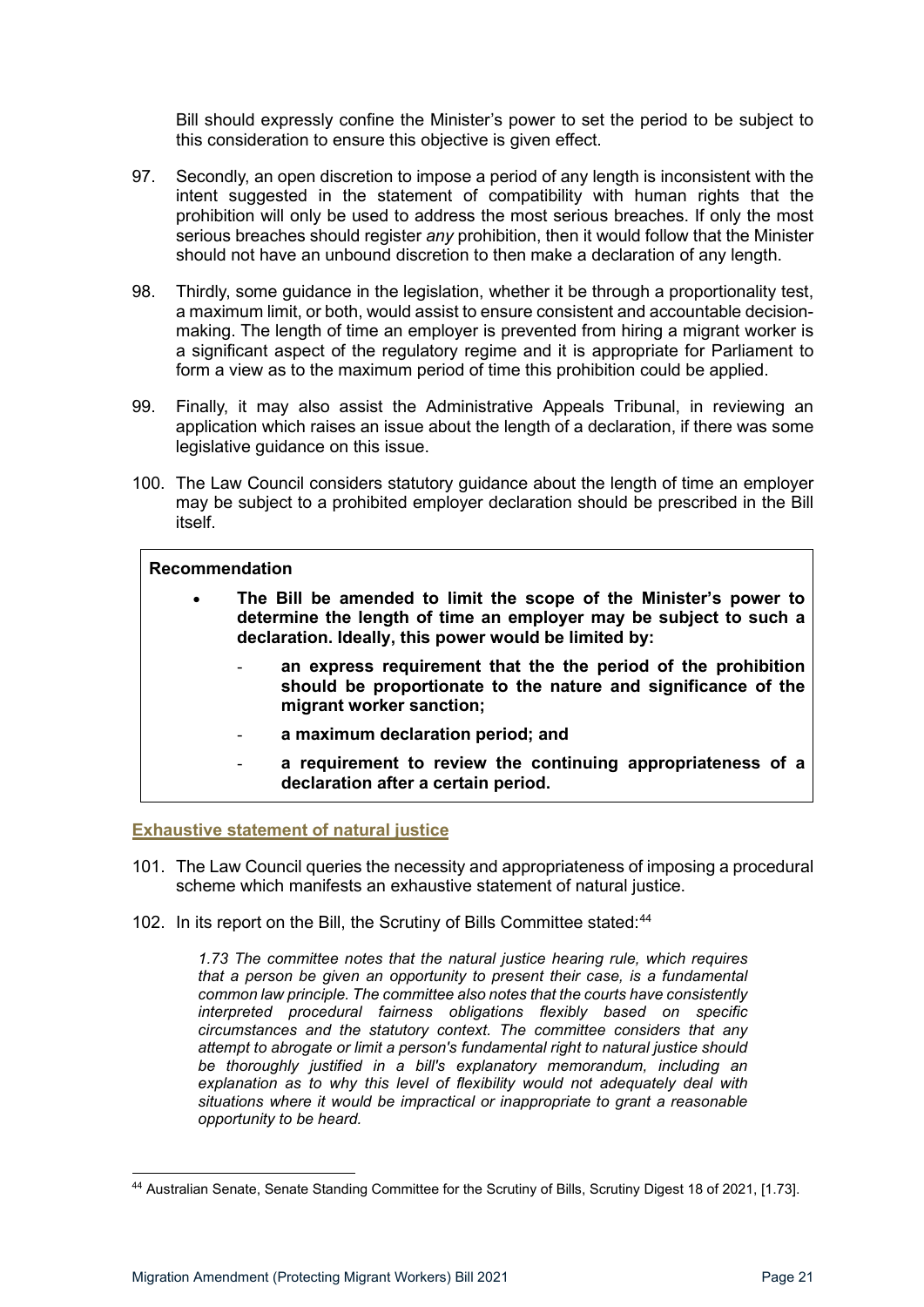Bill should expressly confine the Minister's power to set the period to be subject to this consideration to ensure this objective is given effect.

97. Secondly, an open discretion to impose a period of any length is inconsistent with the intent suggested in the statement of compatibility with human rights that the prohibition will only be used to address the most serious breaches. If only the most serious breaches should register *any* prohibition, then it would follow that the Minister should not have an unbound discretion to then make a declaration of any length.

98. Thirdly, some guidance in the legislation, whether it be through a proportionality test, a maximum limit, or both, would assist to ensure consistent and accountable decision-making. The length of time an employer is prevented from hiring a migrant worker is a significant aspect of the regulatory regime and it is appropriate for Parliament to form a view as to the maximum period of time this prohibition could be applied.

99. Finally, it may also assist the Administrative Appeals Tribunal, in reviewing an application which raises an issue about the length of a declaration, if there was some legislative guidance on this issue.

100. The Law Council considers statutory guidance about the length of time an employer may be subject to a prohibited employer declaration should be prescribed in the Bill itself.

> **Recommendation**
>
> - **The Bill be amended to limit the scope of the Minister's power to determine the length of time an employer may be subject to such a declaration. Ideally, this power would be limited by:**
>     - **an express requirement that the the period of the prohibition should be proportionate to the nature and significance of the migrant worker sanction;**
>     - **a maximum declaration period; and**
>     - **a requirement to review the continuing appropriateness of a declaration after a certain period.**

### Exhaustive statement of natural justice

101. The Law Council queries the necessity and appropriateness of imposing a procedural scheme which manifests an exhaustive statement of natural justice.

102. In its report on the Bill, the Scrutiny of Bills Committee stated:[44]

> *1.73 The committee notes that the natural justice hearing rule, which requires that a person be given an opportunity to present their case, is a fundamental common law principle. The committee also notes that the courts have consistently interpreted procedural fairness obligations flexibly based on specific circumstances and the statutory context. The committee considers that any attempt to abrogate or limit a person's fundamental right to natural justice should be thoroughly justified in a bill's explanatory memorandum, including an explanation as to why this level of flexibility would not adequately deal with situations where it would be impractical or inappropriate to grant a reasonable opportunity to be heard.*

---

[44] Australian Senate, Senate Standing Committee for the Scrutiny of Bills, Scrutiny Digest 18 of 2021, [1.73].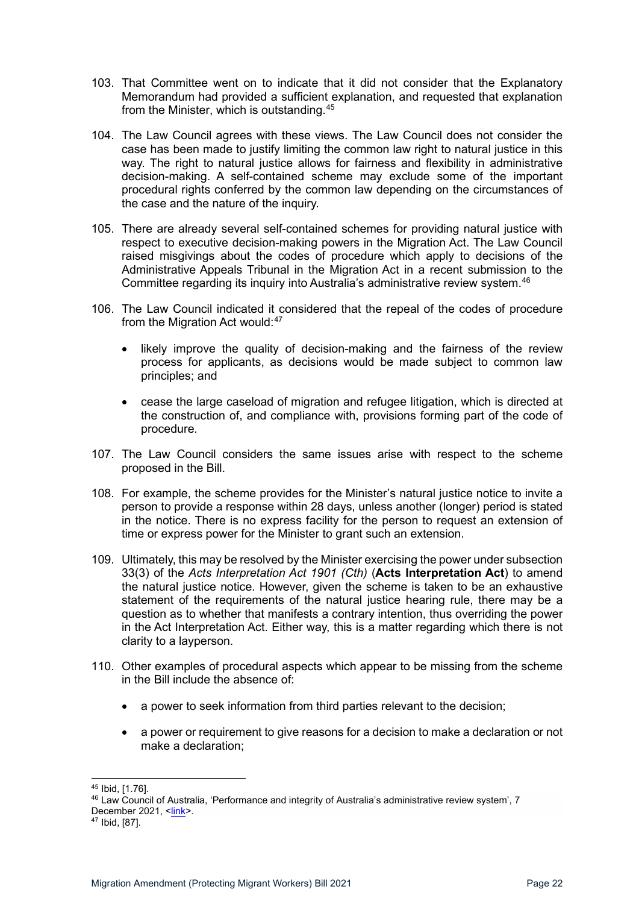103. That Committee went on to indicate that it did not consider that the Explanatory Memorandum had provided a sufficient explanation, and requested that explanation from the Minister, which is outstanding.[45]

104. The Law Council agrees with these views. The Law Council does not consider the case has been made to justify limiting the common law right to natural justice in this way. The right to natural justice allows for fairness and flexibility in administrative decision-making. A self-contained scheme may exclude some of the important procedural rights conferred by the common law depending on the circumstances of the case and the nature of the inquiry.

105. There are already several self-contained schemes for providing natural justice with respect to executive decision-making powers in the Migration Act. The Law Council raised misgivings about the codes of procedure which apply to decisions of the Administrative Appeals Tribunal in the Migration Act in a recent submission to the Committee regarding its inquiry into Australia's administrative review system.[46]

106. The Law Council indicated it considered that the repeal of the codes of procedure from the Migration Act would:[47]

    - likely improve the quality of decision-making and the fairness of the review process for applicants, as decisions would be made subject to common law principles; and
    - cease the large caseload of migration and refugee litigation, which is directed at the construction of, and compliance with, provisions forming part of the code of procedure.

107. The Law Council considers the same issues arise with respect to the scheme proposed in the Bill.

108. For example, the scheme provides for the Minister's natural justice notice to invite a person to provide a response within 28 days, unless another (longer) period is stated in the notice. There is no express facility for the person to request an extension of time or express power for the Minister to grant such an extension.

109. Ultimately, this may be resolved by the Minister exercising the power under subsection 33(3) of the *Acts Interpretation Act 1901 (Cth)* (**Acts Interpretation Act**) to amend the natural justice notice. However, given the scheme is taken to be an exhaustive statement of the requirements of the natural justice hearing rule, there may be a question as to whether that manifests a contrary intention, thus overriding the power in the Act Interpretation Act. Either way, this is a matter regarding which there is not clarity to a layperson.

110. Other examples of procedural aspects which appear to be missing from the scheme in the Bill include the absence of:

    - a power to seek information from third parties relevant to the decision;
    - a power or requirement to give reasons for a decision to make a declaration or not make a declaration;

---

[45] Ibid, [1.76].

[46] Law Council of Australia, 'Performance and integrity of Australia's administrative review system', 7 December 2021, <link>.

[47] Ibid, [87].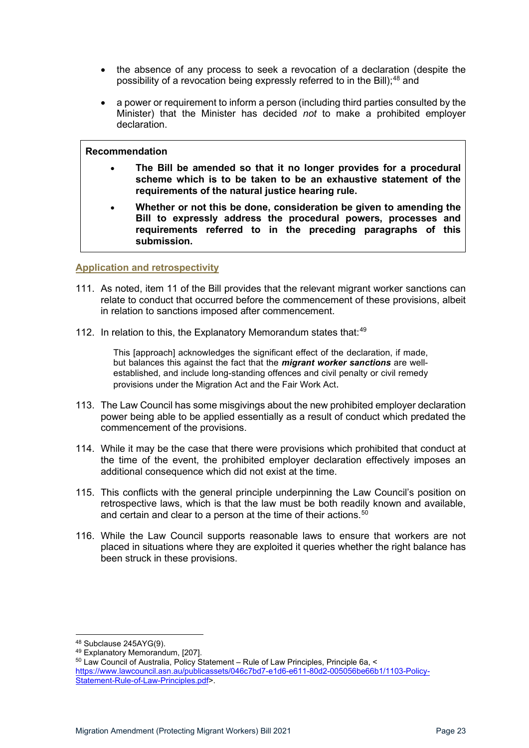- the absence of any process to seek a revocation of a declaration (despite the possibility of a revocation being expressly referred to in the Bill);[48] and
- a power or requirement to inform a person (including third parties consulted by the Minister) that the Minister has decided *not* to make a prohibited employer declaration.

> **Recommendation**
>
> - **The Bill be amended so that it no longer provides for a procedural scheme which is to be taken to be an exhaustive statement of the requirements of the natural justice hearing rule.**
> - **Whether or not this be done, consideration be given to amending the Bill to expressly address the procedural powers, processes and requirements referred to in the preceding paragraphs of this submission.**

## Application and retrospectivity

111. As noted, item 11 of the Bill provides that the relevant migrant worker sanctions can relate to conduct that occurred before the commencement of these provisions, albeit in relation to sanctions imposed after commencement.

112. In relation to this, the Explanatory Memorandum states that:[49]

> This [approach] acknowledges the significant effect of the declaration, if made, but balances this against the fact that the ***migrant worker sanctions*** are well-established, and include long-standing offences and civil penalty or civil remedy provisions under the Migration Act and the Fair Work Act.

113. The Law Council has some misgivings about the new prohibited employer declaration power being able to be applied essentially as a result of conduct which predated the commencement of the provisions.

114. While it may be the case that there were provisions which prohibited that conduct at the time of the event, the prohibited employer declaration effectively imposes an additional consequence which did not exist at the time.

115. This conflicts with the general principle underpinning the Law Council's position on retrospective laws, which is that the law must be both readily known and available, and certain and clear to a person at the time of their actions.[50]

116. While the Law Council supports reasonable laws to ensure that workers are not placed in situations where they are exploited it queries whether the right balance has been struck in these provisions.

---

[48] Subclause 245AYG(9).

[49] Explanatory Memorandum, [207].

[50] Law Council of Australia, Policy Statement – Rule of Law Principles, Principle 6a, <https://www.lawcouncil.asn.au/publicassets/046c7bd7-e1d6-e611-80d2-005056be66b1/1103-Policy-Statement-Rule-of-Law-Principles.pdf>.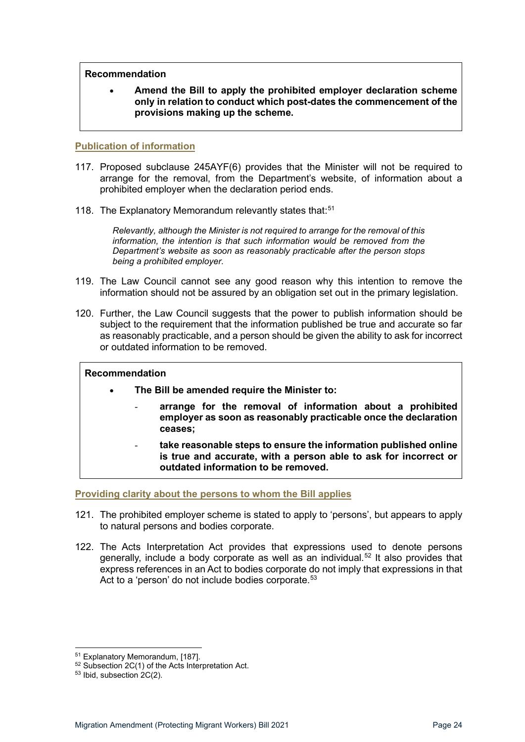> **Recommendation**
>
> - **Amend the Bill to apply the prohibited employer declaration scheme only in relation to conduct which post-dates the commencement of the provisions making up the scheme.**

### Publication of information

117. Proposed subclause 245AYF(6) provides that the Minister will not be required to arrange for the removal, from the Department's website, of information about a prohibited employer when the declaration period ends.

118. The Explanatory Memorandum relevantly states that:[51]

> *Relevantly, although the Minister is not required to arrange for the removal of this information, the intention is that such information would be removed from the Department's website as soon as reasonably practicable after the person stops being a prohibited employer.*

119. The Law Council cannot see any good reason why this intention to remove the information should not be assured by an obligation set out in the primary legislation.

120. Further, the Law Council suggests that the power to publish information should be subject to the requirement that the information published be true and accurate so far as reasonably practicable, and a person should be given the ability to ask for incorrect or outdated information to be removed.

> **Recommendation**
>
> - **The Bill be amended require the Minister to:**
>   - **arrange for the removal of information about a prohibited employer as soon as reasonably practicable once the declaration ceases;**
>   - **take reasonable steps to ensure the information published online is true and accurate, with a person able to ask for incorrect or outdated information to be removed.**

### Providing clarity about the persons to whom the Bill applies

121. The prohibited employer scheme is stated to apply to 'persons', but appears to apply to natural persons and bodies corporate.

122. The Acts Interpretation Act provides that expressions used to denote persons generally, include a body corporate as well as an individual.[52] It also provides that express references in an Act to bodies corporate do not imply that expressions in that Act to a 'person' do not include bodies corporate.[53]

---

[51] Explanatory Memorandum, [187].

[52] Subsection 2C(1) of the Acts Interpretation Act.

[53] Ibid, subsection 2C(2).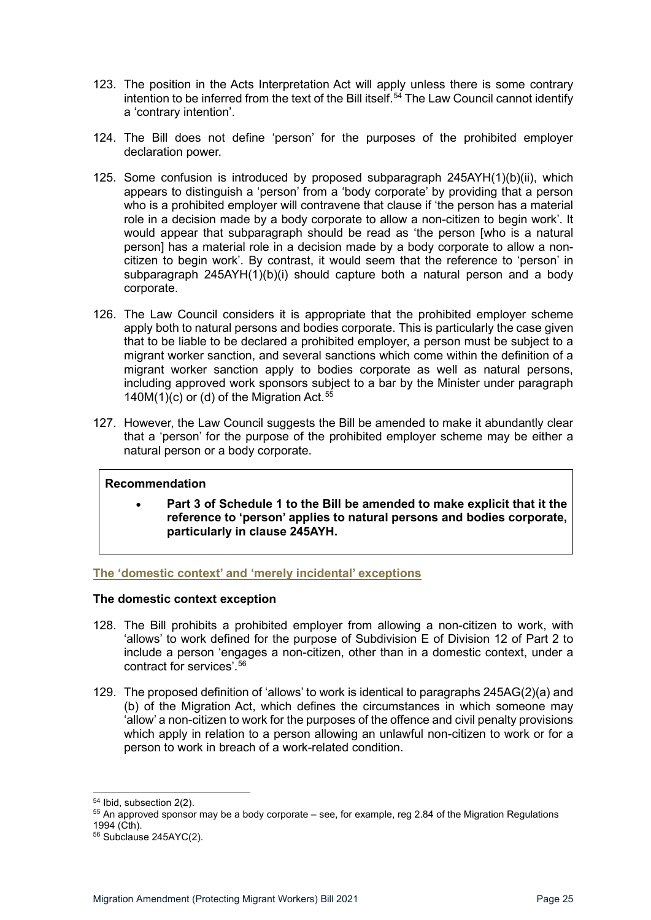123. The position in the Acts Interpretation Act will apply unless there is some contrary intention to be inferred from the text of the Bill itself.[54] The Law Council cannot identify a 'contrary intention'.

124. The Bill does not define 'person' for the purposes of the prohibited employer declaration power.

125. Some confusion is introduced by proposed subparagraph 245AYH(1)(b)(ii), which appears to distinguish a 'person' from a 'body corporate' by providing that a person who is a prohibited employer will contravene that clause if 'the person has a material role in a decision made by a body corporate to allow a non-citizen to begin work'. It would appear that subparagraph should be read as 'the person [who is a natural person] has a material role in a decision made by a body corporate to allow a non-citizen to begin work'. By contrast, it would seem that the reference to 'person' in subparagraph 245AYH(1)(b)(i) should capture both a natural person and a body corporate.

126. The Law Council considers it is appropriate that the prohibited employer scheme apply both to natural persons and bodies corporate. This is particularly the case given that to be liable to be declared a prohibited employer, a person must be subject to a migrant worker sanction, and several sanctions which come within the definition of a migrant worker sanction apply to bodies corporate as well as natural persons, including approved work sponsors subject to a bar by the Minister under paragraph 140M(1)(c) or (d) of the Migration Act.[55]

127. However, the Law Council suggests the Bill be amended to make it abundantly clear that a 'person' for the purpose of the prohibited employer scheme may be either a natural person or a body corporate.

**Recommendation**

- **Part 3 of Schedule 1 to the Bill be amended to make explicit that it the reference to 'person' applies to natural persons and bodies corporate, particularly in clause 245AYH.**

## The 'domestic context' and 'merely incidental' exceptions

### The domestic context exception

128. The Bill prohibits a prohibited employer from allowing a non-citizen to work, with 'allows' to work defined for the purpose of Subdivision E of Division 12 of Part 2 to include a person 'engages a non-citizen, other than in a domestic context, under a contract for services'.[56]

129. The proposed definition of 'allows' to work is identical to paragraphs 245AG(2)(a) and (b) of the Migration Act, which defines the circumstances in which someone may 'allow' a non-citizen to work for the purposes of the offence and civil penalty provisions which apply in relation to a person allowing an unlawful non-citizen to work or for a person to work in breach of a work-related condition.

---

[54] Ibid, subsection 2(2).

[55] An approved sponsor may be a body corporate – see, for example, reg 2.84 of the Migration Regulations 1994 (Cth).

[56] Subclause 245AYC(2).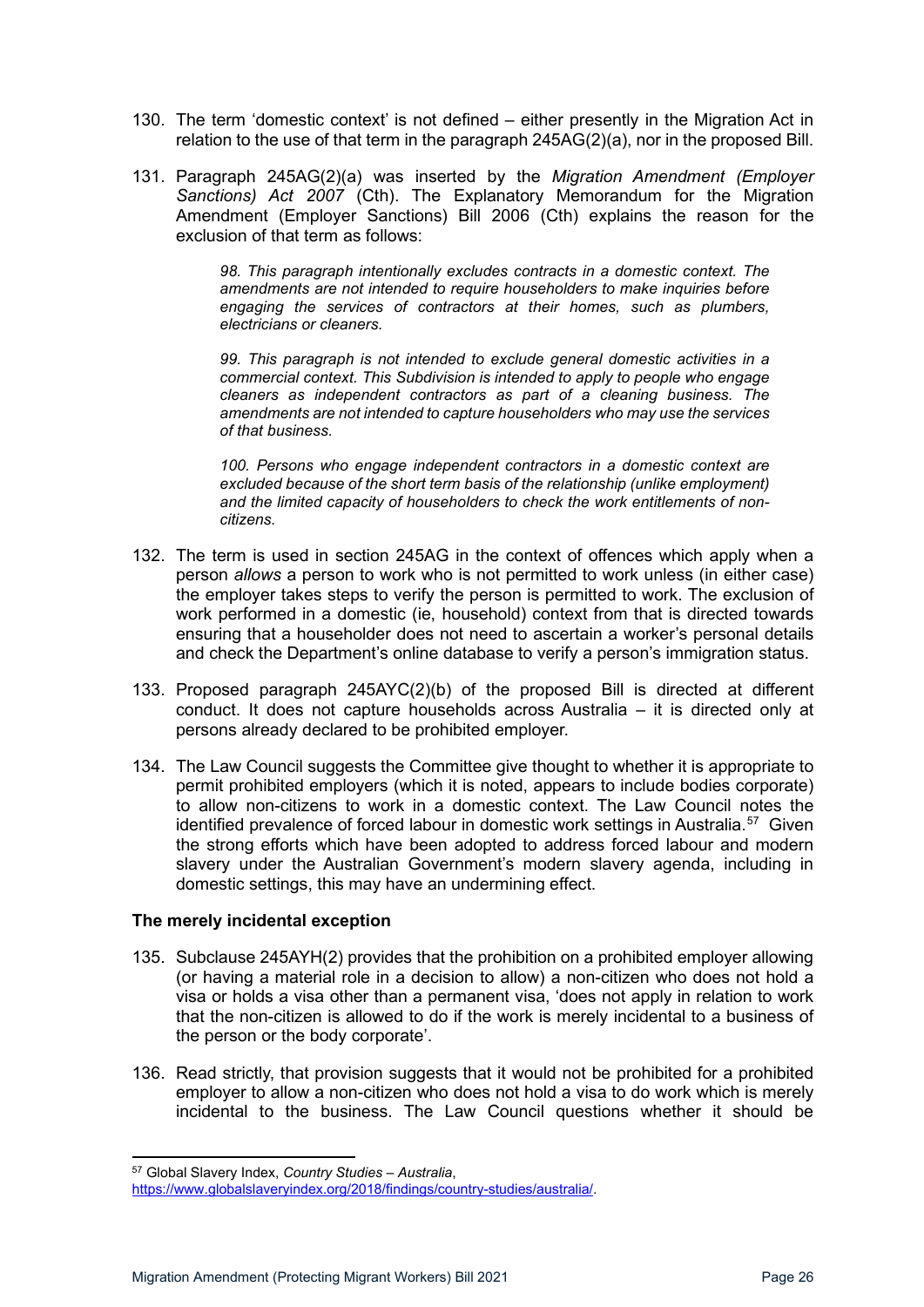130. The term 'domestic context' is not defined – either presently in the Migration Act in relation to the use of that term in the paragraph 245AG(2)(a), nor in the proposed Bill.

131. Paragraph 245AG(2)(a) was inserted by the *Migration Amendment (Employer Sanctions) Act 2007* (Cth). The Explanatory Memorandum for the Migration Amendment (Employer Sanctions) Bill 2006 (Cth) explains the reason for the exclusion of that term as follows:

> *98. This paragraph intentionally excludes contracts in a domestic context. The amendments are not intended to require householders to make inquiries before engaging the services of contractors at their homes, such as plumbers, electricians or cleaners.*
>
> *99. This paragraph is not intended to exclude general domestic activities in a commercial context. This Subdivision is intended to apply to people who engage cleaners as independent contractors as part of a cleaning business. The amendments are not intended to capture householders who may use the services of that business.*
>
> *100. Persons who engage independent contractors in a domestic context are excluded because of the short term basis of the relationship (unlike employment) and the limited capacity of householders to check the work entitlements of non-citizens.*

132. The term is used in section 245AG in the context of offences which apply when a person *allows* a person to work who is not permitted to work unless (in either case) the employer takes steps to verify the person is permitted to work. The exclusion of work performed in a domestic (ie, household) context from that is directed towards ensuring that a householder does not need to ascertain a worker's personal details and check the Department's online database to verify a person's immigration status.

133. Proposed paragraph 245AYC(2)(b) of the proposed Bill is directed at different conduct. It does not capture households across Australia – it is directed only at persons already declared to be prohibited employer.

134. The Law Council suggests the Committee give thought to whether it is appropriate to permit prohibited employers (which it is noted, appears to include bodies corporate) to allow non-citizens to work in a domestic context. The Law Council notes the identified prevalence of forced labour in domestic work settings in Australia.[57] Given the strong efforts which have been adopted to address forced labour and modern slavery under the Australian Government's modern slavery agenda, including in domestic settings, this may have an undermining effect.

### The merely incidental exception

135. Subclause 245AYH(2) provides that the prohibition on a prohibited employer allowing (or having a material role in a decision to allow) a non-citizen who does not hold a visa or holds a visa other than a permanent visa, 'does not apply in relation to work that the non-citizen is allowed to do if the work is merely incidental to a business of the person or the body corporate'.

136. Read strictly, that provision suggests that it would not be prohibited for a prohibited employer to allow a non-citizen who does not hold a visa to do work which is merely incidental to the business. The Law Council questions whether it should be

---

[57] Global Slavery Index, *Country Studies – Australia*, https://www.globalslaveryindex.org/2018/findings/country-studies/australia/.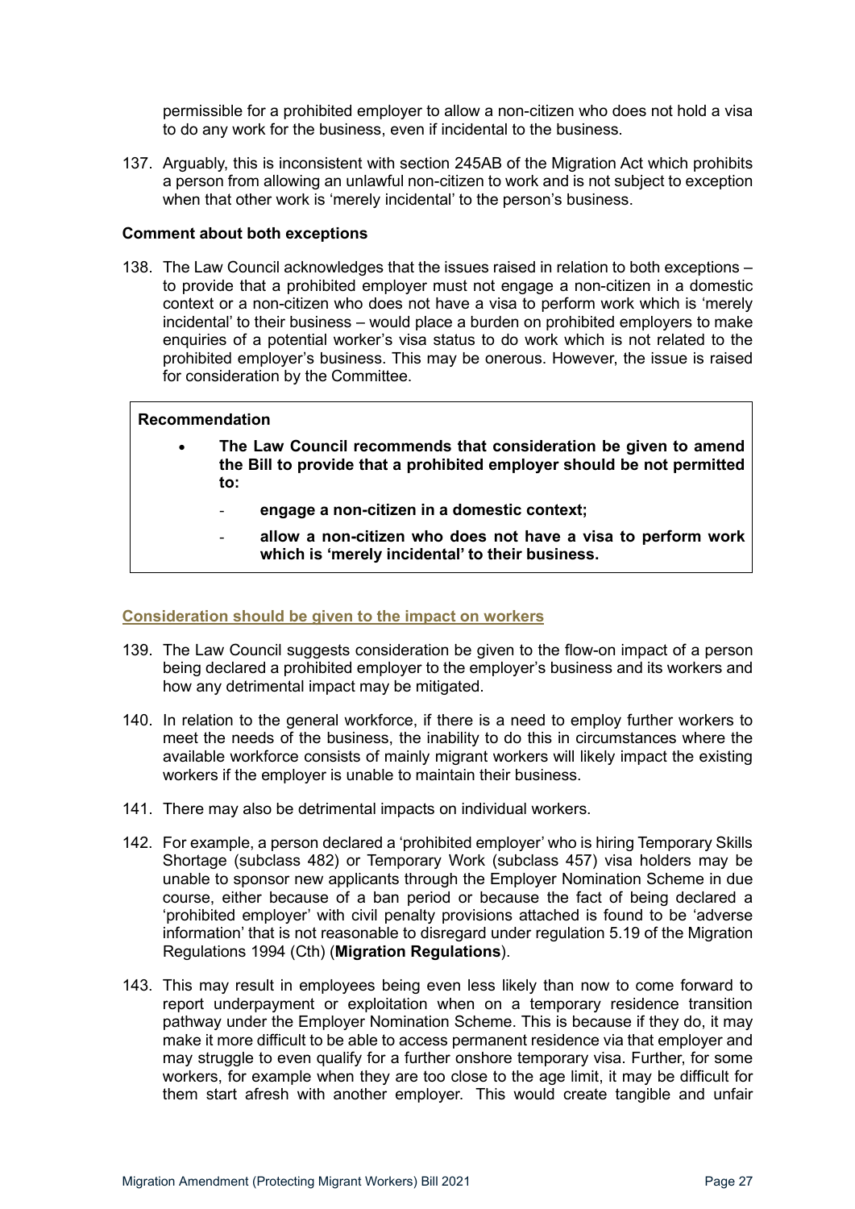permissible for a prohibited employer to allow a non-citizen who does not hold a visa to do any work for the business, even if incidental to the business.

137. Arguably, this is inconsistent with section 245AB of the Migration Act which prohibits a person from allowing an unlawful non-citizen to work and is not subject to exception when that other work is 'merely incidental' to the person's business.

#### Comment about both exceptions

138. The Law Council acknowledges that the issues raised in relation to both exceptions – to provide that a prohibited employer must not engage a non-citizen in a domestic context or a non-citizen who does not have a visa to perform work which is 'merely incidental' to their business – would place a burden on prohibited employers to make enquiries of a potential worker's visa status to do work which is not related to the prohibited employer's business. This may be onerous. However, the issue is raised for consideration by the Committee.

> **Recommendation**
>
> - **The Law Council recommends that consideration be given to amend the Bill to provide that a prohibited employer should be not permitted to:**
>   - **engage a non-citizen in a domestic context;**
>   - **allow a non-citizen who does not have a visa to perform work which is 'merely incidental' to their business.**

### Consideration should be given to the impact on workers

139. The Law Council suggests consideration be given to the flow-on impact of a person being declared a prohibited employer to the employer's business and its workers and how any detrimental impact may be mitigated.

140. In relation to the general workforce, if there is a need to employ further workers to meet the needs of the business, the inability to do this in circumstances where the available workforce consists of mainly migrant workers will likely impact the existing workers if the employer is unable to maintain their business.

141. There may also be detrimental impacts on individual workers.

142. For example, a person declared a 'prohibited employer' who is hiring Temporary Skills Shortage (subclass 482) or Temporary Work (subclass 457) visa holders may be unable to sponsor new applicants through the Employer Nomination Scheme in due course, either because of a ban period or because the fact of being declared a 'prohibited employer' with civil penalty provisions attached is found to be 'adverse information' that is not reasonable to disregard under regulation 5.19 of the Migration Regulations 1994 (Cth) (**Migration Regulations**).

143. This may result in employees being even less likely than now to come forward to report underpayment or exploitation when on a temporary residence transition pathway under the Employer Nomination Scheme. This is because if they do, it may make it more difficult to be able to access permanent residence via that employer and may struggle to even qualify for a further onshore temporary visa. Further, for some workers, for example when they are too close to the age limit, it may be difficult for them start afresh with another employer. This would create tangible and unfair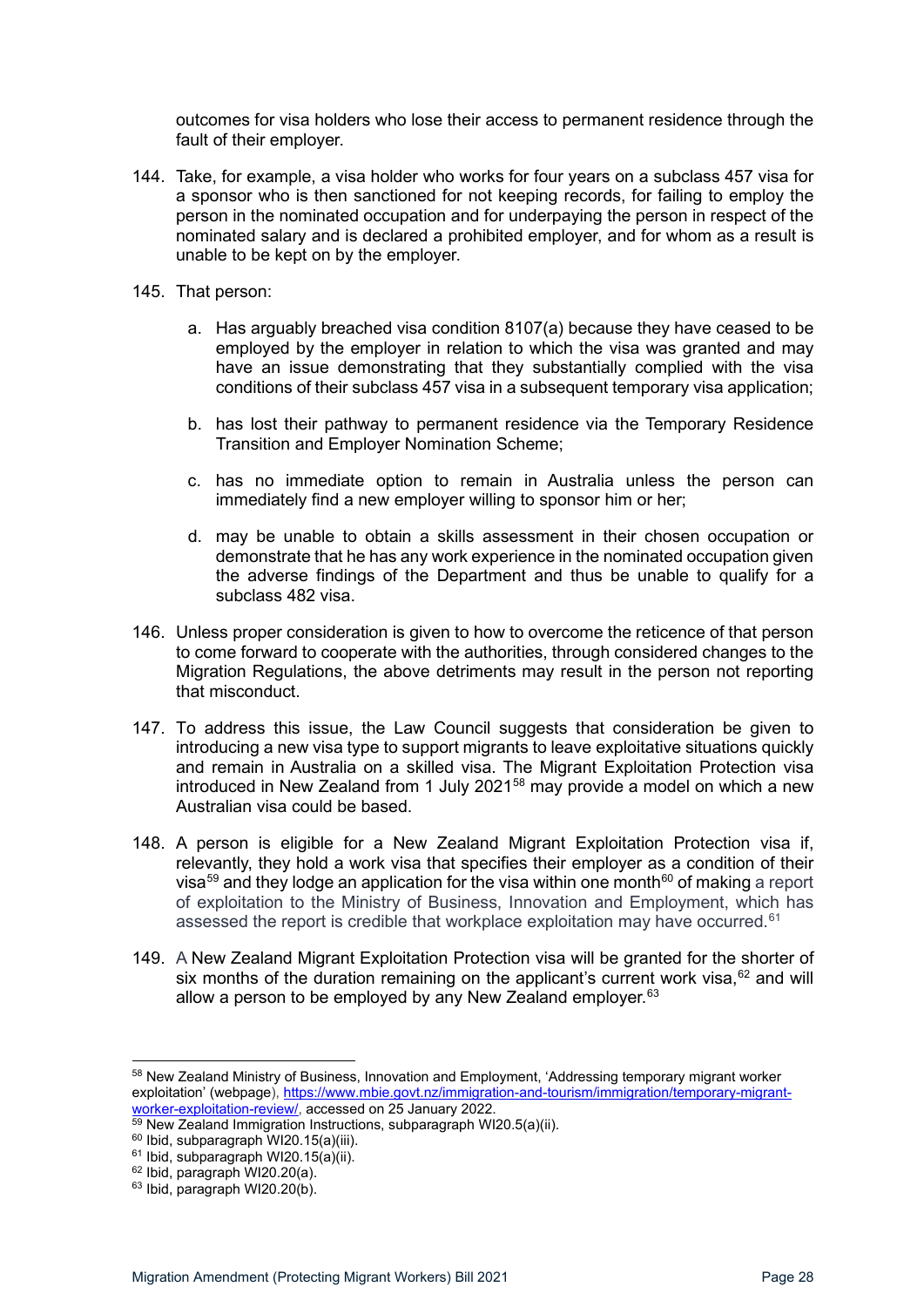outcomes for visa holders who lose their access to permanent residence through the fault of their employer.

144. Take, for example, a visa holder who works for four years on a subclass 457 visa for a sponsor who is then sanctioned for not keeping records, for failing to employ the person in the nominated occupation and for underpaying the person in respect of the nominated salary and is declared a prohibited employer, and for whom as a result is unable to be kept on by the employer.

145. That person:

    a. Has arguably breached visa condition 8107(a) because they have ceased to be employed by the employer in relation to which the visa was granted and may have an issue demonstrating that they substantially complied with the visa conditions of their subclass 457 visa in a subsequent temporary visa application;

    b. has lost their pathway to permanent residence via the Temporary Residence Transition and Employer Nomination Scheme;

    c. has no immediate option to remain in Australia unless the person can immediately find a new employer willing to sponsor him or her;

    d. may be unable to obtain a skills assessment in their chosen occupation or demonstrate that he has any work experience in the nominated occupation given the adverse findings of the Department and thus be unable to qualify for a subclass 482 visa.

146. Unless proper consideration is given to how to overcome the reticence of that person to come forward to cooperate with the authorities, through considered changes to the Migration Regulations, the above detriments may result in the person not reporting that misconduct.

147. To address this issue, the Law Council suggests that consideration be given to introducing a new visa type to support migrants to leave exploitative situations quickly and remain in Australia on a skilled visa. The Migrant Exploitation Protection visa introduced in New Zealand from 1 July 2021[58] may provide a model on which a new Australian visa could be based.

148. A person is eligible for a New Zealand Migrant Exploitation Protection visa if, relevantly, they hold a work visa that specifies their employer as a condition of their visa[59] and they lodge an application for the visa within one month[60] of making a report of exploitation to the Ministry of Business, Innovation and Employment, which has assessed the report is credible that workplace exploitation may have occurred.[61]

149. A New Zealand Migrant Exploitation Protection visa will be granted for the shorter of six months of the duration remaining on the applicant's current work visa,[62] and will allow a person to be employed by any New Zealand employer.[63]

---

[58] New Zealand Ministry of Business, Innovation and Employment, 'Addressing temporary migrant worker exploitation' (webpage), https://www.mbie.govt.nz/immigration-and-tourism/immigration/temporary-migrant-worker-exploitation-review/, accessed on 25 January 2022.

[59] New Zealand Immigration Instructions, subparagraph WI20.5(a)(ii).

[60] Ibid, subparagraph WI20.15(a)(iii).

[61] Ibid, subparagraph WI20.15(a)(ii).

[62] Ibid, paragraph WI20.20(a).

[63] Ibid, paragraph WI20.20(b).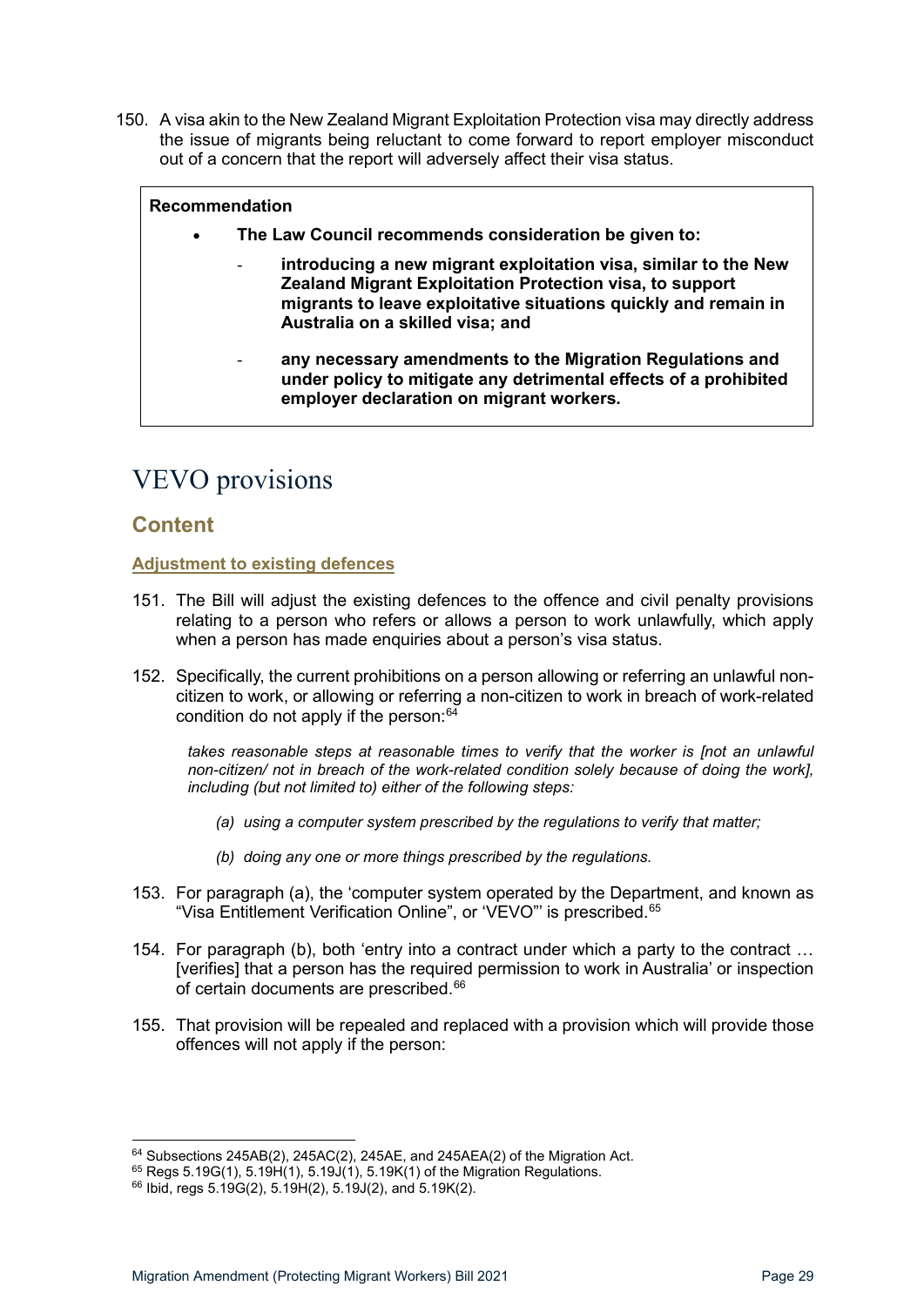150. A visa akin to the New Zealand Migrant Exploitation Protection visa may directly address the issue of migrants being reluctant to come forward to report employer misconduct out of a concern that the report will adversely affect their visa status.

> **Recommendation**
>
> - **The Law Council recommends consideration be given to:**
>     - **introducing a new migrant exploitation visa, similar to the New Zealand Migrant Exploitation Protection visa, to support migrants to leave exploitative situations quickly and remain in Australia on a skilled visa; and**
>     - **any necessary amendments to the Migration Regulations and under policy to mitigate any detrimental effects of a prohibited employer declaration on migrant workers.**

# VEVO provisions

## Content

### Adjustment to existing defences

151. The Bill will adjust the existing defences to the offence and civil penalty provisions relating to a person who refers or allows a person to work unlawfully, which apply when a person has made enquiries about a person's visa status.

152. Specifically, the current prohibitions on a person allowing or referring an unlawful non-citizen to work, or allowing or referring a non-citizen to work in breach of work-related condition do not apply if the person:[64]

    *takes reasonable steps at reasonable times to verify that the worker is [not an unlawful non-citizen/ not in breach of the work-related condition solely because of doing the work], including (but not limited to) either of the following steps:*

    *(a) using a computer system prescribed by the regulations to verify that matter;*

    *(b) doing any one or more things prescribed by the regulations.*

153. For paragraph (a), the 'computer system operated by the Department, and known as "Visa Entitlement Verification Online", or 'VEVO"' is prescribed.[65]

154. For paragraph (b), both 'entry into a contract under which a party to the contract … [verifies] that a person has the required permission to work in Australia' or inspection of certain documents are prescribed.[66]

155. That provision will be repealed and replaced with a provision which will provide those offences will not apply if the person:

---

[64] Subsections 245AB(2), 245AC(2), 245AE, and 245AEA(2) of the Migration Act.

[65] Regs 5.19G(1), 5.19H(1), 5.19J(1), 5.19K(1) of the Migration Regulations.

[66] Ibid, regs 5.19G(2), 5.19H(2), 5.19J(2), and 5.19K(2).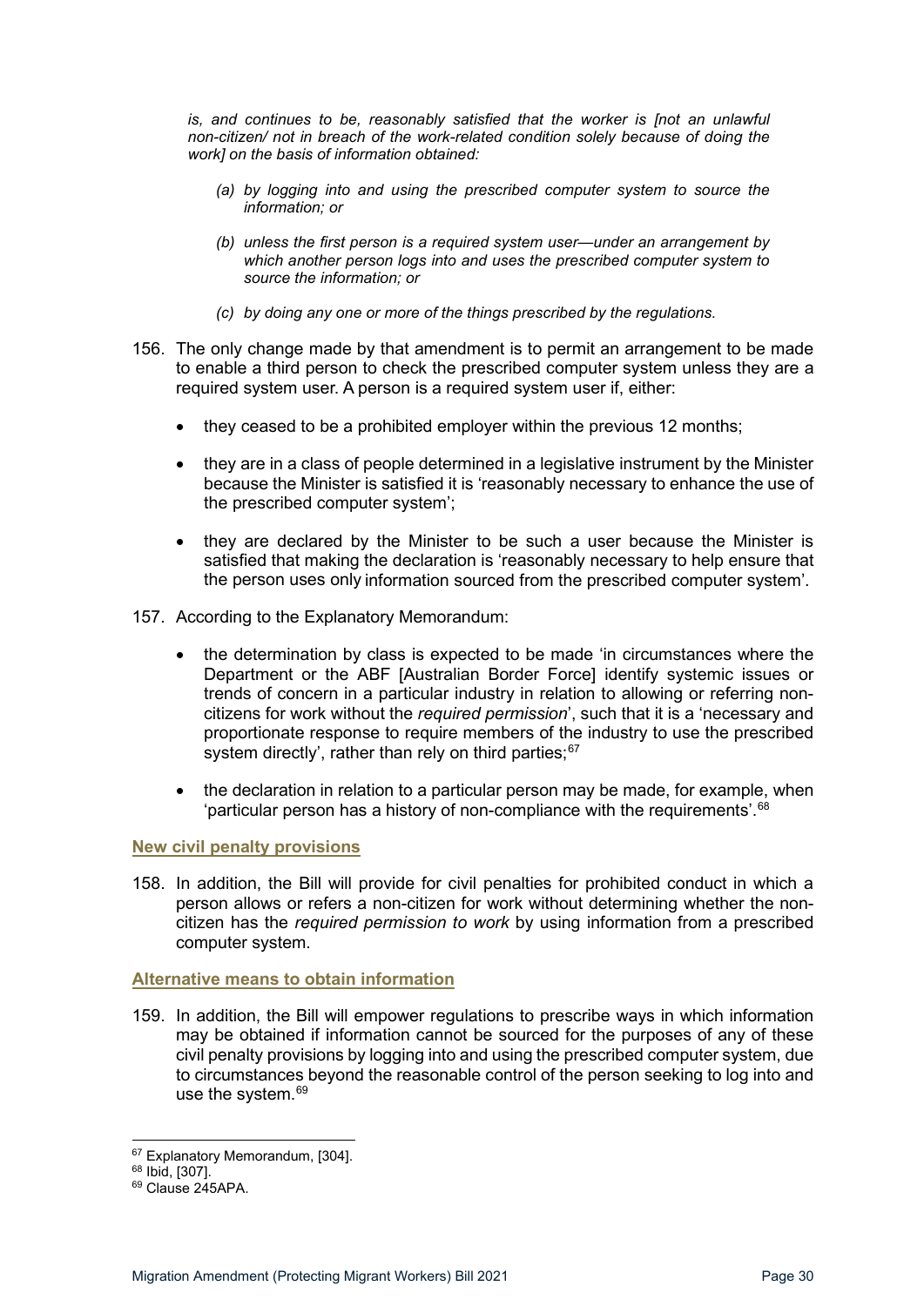*is, and continues to be, reasonably satisfied that the worker is [not an unlawful non-citizen/ not in breach of the work-related condition solely because of doing the work] on the basis of information obtained:*

> *(a) by logging into and using the prescribed computer system to source the information; or*
>
> *(b) unless the first person is a required system user—under an arrangement by which another person logs into and uses the prescribed computer system to source the information; or*
>
> *(c) by doing any one or more of the things prescribed by the regulations.*

156. The only change made by that amendment is to permit an arrangement to be made to enable a third person to check the prescribed computer system unless they are a required system user. A person is a required system user if, either:

   - they ceased to be a prohibited employer within the previous 12 months;
   - they are in a class of people determined in a legislative instrument by the Minister because the Minister is satisfied it is 'reasonably necessary to enhance the use of the prescribed computer system';
   - they are declared by the Minister to be such a user because the Minister is satisfied that making the declaration is 'reasonably necessary to help ensure that the person uses only information sourced from the prescribed computer system'.

157. According to the Explanatory Memorandum:

   - the determination by class is expected to be made 'in circumstances where the Department or the ABF [Australian Border Force] identify systemic issues or trends of concern in a particular industry in relation to allowing or referring non-citizens for work without the *required permission*', such that it is a 'necessary and proportionate response to require members of the industry to use the prescribed system directly', rather than rely on third parties;[67]
   - the declaration in relation to a particular person may be made, for example, when 'particular person has a history of non-compliance with the requirements'.[68]

#### New civil penalty provisions

158. In addition, the Bill will provide for civil penalties for prohibited conduct in which a person allows or refers a non-citizen for work without determining whether the non-citizen has the *required permission to work* by using information from a prescribed computer system.

#### Alternative means to obtain information

159. In addition, the Bill will empower regulations to prescribe ways in which information may be obtained if information cannot be sourced for the purposes of any of these civil penalty provisions by logging into and using the prescribed computer system, due to circumstances beyond the reasonable control of the person seeking to log into and use the system.[69]

---

[67] Explanatory Memorandum, [304].

[68] Ibid, [307].

[69] Clause 245APA.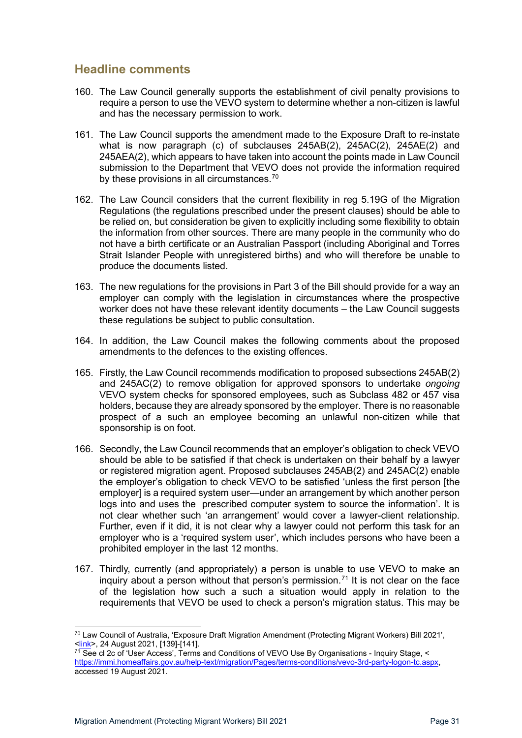## Headline comments

160. The Law Council generally supports the establishment of civil penalty provisions to require a person to use the VEVO system to determine whether a non-citizen is lawful and has the necessary permission to work.

161. The Law Council supports the amendment made to the Exposure Draft to re-instate what is now paragraph (c) of subclauses 245AB(2), 245AC(2), 245AE(2) and 245AEA(2), which appears to have taken into account the points made in Law Council submission to the Department that VEVO does not provide the information required by these provisions in all circumstances.[70]

162. The Law Council considers that the current flexibility in reg 5.19G of the Migration Regulations (the regulations prescribed under the present clauses) should be able to be relied on, but consideration be given to explicitly including some flexibility to obtain the information from other sources. There are many people in the community who do not have a birth certificate or an Australian Passport (including Aboriginal and Torres Strait Islander People with unregistered births) and who will therefore be unable to produce the documents listed.

163. The new regulations for the provisions in Part 3 of the Bill should provide for a way an employer can comply with the legislation in circumstances where the prospective worker does not have these relevant identity documents – the Law Council suggests these regulations be subject to public consultation.

164. In addition, the Law Council makes the following comments about the proposed amendments to the defences to the existing offences.

165. Firstly, the Law Council recommends modification to proposed subsections 245AB(2) and 245AC(2) to remove obligation for approved sponsors to undertake *ongoing* VEVO system checks for sponsored employees, such as Subclass 482 or 457 visa holders, because they are already sponsored by the employer. There is no reasonable prospect of a such an employee becoming an unlawful non-citizen while that sponsorship is on foot.

166. Secondly, the Law Council recommends that an employer's obligation to check VEVO should be able to be satisfied if that check is undertaken on their behalf by a lawyer or registered migration agent. Proposed subclauses 245AB(2) and 245AC(2) enable the employer's obligation to check VEVO to be satisfied 'unless the first person [the employer] is a required system user—under an arrangement by which another person logs into and uses the prescribed computer system to source the information'. It is not clear whether such 'an arrangement' would cover a lawyer-client relationship. Further, even if it did, it is not clear why a lawyer could not perform this task for an employer who is a 'required system user', which includes persons who have been a prohibited employer in the last 12 months.

167. Thirdly, currently (and appropriately) a person is unable to use VEVO to make an inquiry about a person without that person's permission.[71] It is not clear on the face of the legislation how such a such a situation would apply in relation to the requirements that VEVO be used to check a person's migration status. This may be

---

[70] Law Council of Australia, 'Exposure Draft Migration Amendment (Protecting Migrant Workers) Bill 2021', <link>, 24 August 2021, [139]-[141].

[71] See cl 2c of 'User Access', Terms and Conditions of VEVO Use By Organisations - Inquiry Stage, < https://immi.homeaffairs.gov.au/help-text/migration/Pages/terms-conditions/vevo-3rd-party-logon-tc.aspx, accessed 19 August 2021.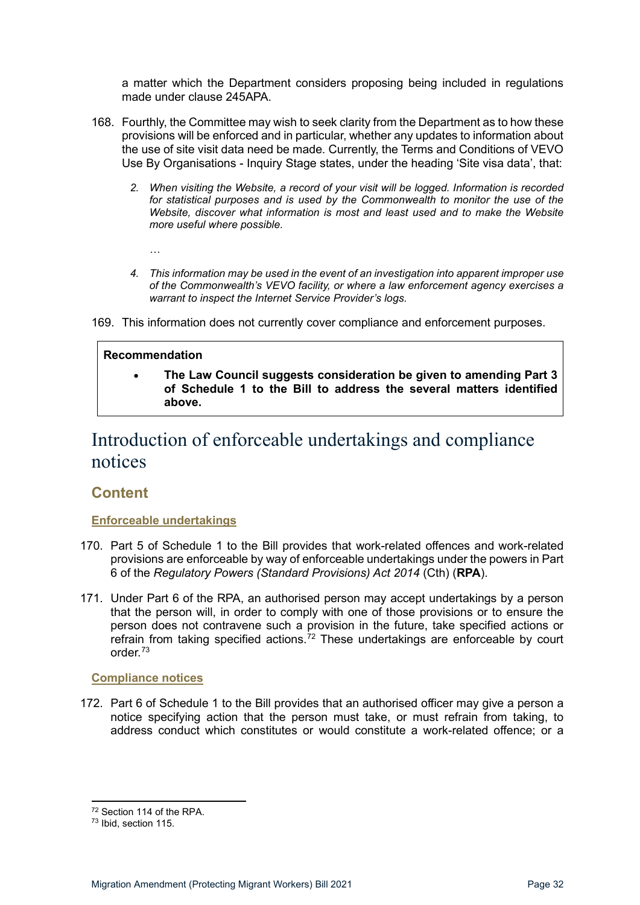a matter which the Department considers proposing being included in regulations made under clause 245APA.

168. Fourthly, the Committee may wish to seek clarity from the Department as to how these provisions will be enforced and in particular, whether any updates to information about the use of site visit data need be made. Currently, the Terms and Conditions of VEVO Use By Organisations - Inquiry Stage states, under the heading 'Site visa data', that:

> 2. *When visiting the Website, a record of your visit will be logged. Information is recorded for statistical purposes and is used by the Commonwealth to monitor the use of the Website, discover what information is most and least used and to make the Website more useful where possible.*
>
> …
>
> 4. *This information may be used in the event of an investigation into apparent improper use of the Commonwealth's VEVO facility, or where a law enforcement agency exercises a warrant to inspect the Internet Service Provider's logs.*

169. This information does not currently cover compliance and enforcement purposes.

> **Recommendation**
>
> - **The Law Council suggests consideration be given to amending Part 3 of Schedule 1 to the Bill to address the several matters identified above.**

# Introduction of enforceable undertakings and compliance notices

## Content

### Enforceable undertakings

170. Part 5 of Schedule 1 to the Bill provides that work-related offences and work-related provisions are enforceable by way of enforceable undertakings under the powers in Part 6 of the *Regulatory Powers (Standard Provisions) Act 2014* (Cth) (**RPA**).

171. Under Part 6 of the RPA, an authorised person may accept undertakings by a person that the person will, in order to comply with one of those provisions or to ensure the person does not contravene such a provision in the future, take specified actions or refrain from taking specified actions.[72] These undertakings are enforceable by court order.[73]

### Compliance notices

172. Part 6 of Schedule 1 to the Bill provides that an authorised officer may give a person a notice specifying action that the person must take, or must refrain from taking, to address conduct which constitutes or would constitute a work-related offence; or a

---

[72] Section 114 of the RPA.

[73] Ibid, section 115.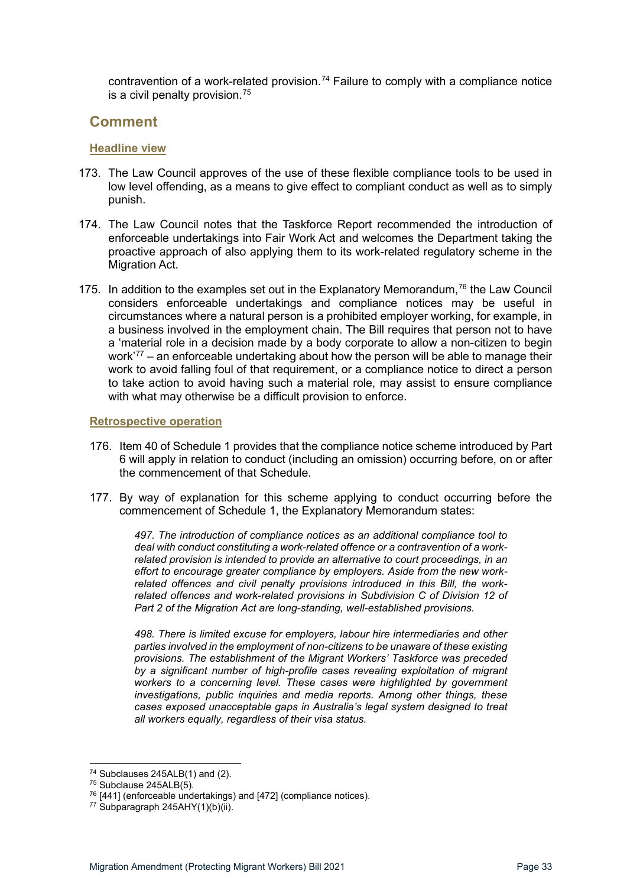contravention of a work-related provision.[74] Failure to comply with a compliance notice is a civil penalty provision.[75]

## Comment

### Headline view

173. The Law Council approves of the use of these flexible compliance tools to be used in low level offending, as a means to give effect to compliant conduct as well as to simply punish.

174. The Law Council notes that the Taskforce Report recommended the introduction of enforceable undertakings into Fair Work Act and welcomes the Department taking the proactive approach of also applying them to its work-related regulatory scheme in the Migration Act.

175. In addition to the examples set out in the Explanatory Memorandum,[76] the Law Council considers enforceable undertakings and compliance notices may be useful in circumstances where a natural person is a prohibited employer working, for example, in a business involved in the employment chain. The Bill requires that person not to have a 'material role in a decision made by a body corporate to allow a non-citizen to begin work'[77] – an enforceable undertaking about how the person will be able to manage their work to avoid falling foul of that requirement, or a compliance notice to direct a person to take action to avoid having such a material role, may assist to ensure compliance with what may otherwise be a difficult provision to enforce.

### Retrospective operation

176. Item 40 of Schedule 1 provides that the compliance notice scheme introduced by Part 6 will apply in relation to conduct (including an omission) occurring before, on or after the commencement of that Schedule.

177. By way of explanation for this scheme applying to conduct occurring before the commencement of Schedule 1, the Explanatory Memorandum states:

> *497. The introduction of compliance notices as an additional compliance tool to deal with conduct constituting a work-related offence or a contravention of a work-related provision is intended to provide an alternative to court proceedings, in an effort to encourage greater compliance by employers. Aside from the new work-related offences and civil penalty provisions introduced in this Bill, the work-related offences and work-related provisions in Subdivision C of Division 12 of Part 2 of the Migration Act are long-standing, well-established provisions.*
>
> *498. There is limited excuse for employers, labour hire intermediaries and other parties involved in the employment of non-citizens to be unaware of these existing provisions. The establishment of the Migrant Workers' Taskforce was preceded by a significant number of high-profile cases revealing exploitation of migrant workers to a concerning level. These cases were highlighted by government investigations, public inquiries and media reports. Among other things, these cases exposed unacceptable gaps in Australia's legal system designed to treat all workers equally, regardless of their visa status.*

---

[74] Subclauses 245ALB(1) and (2).

[75] Subclause 245ALB(5).

[76] [441] (enforceable undertakings) and [472] (compliance notices).

[77] Subparagraph 245AHY(1)(b)(ii).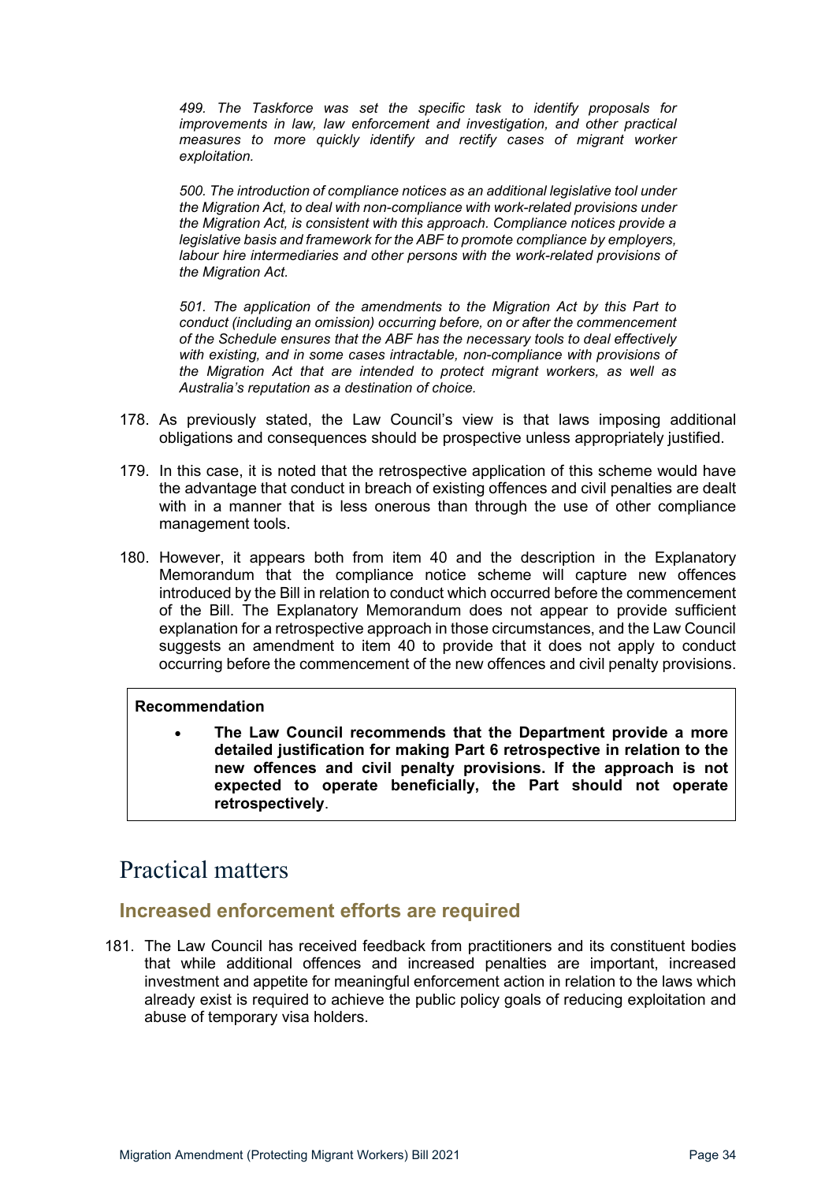> *499. The Taskforce was set the specific task to identify proposals for improvements in law, law enforcement and investigation, and other practical measures to more quickly identify and rectify cases of migrant worker exploitation.*
>
> *500. The introduction of compliance notices as an additional legislative tool under the Migration Act, to deal with non-compliance with work-related provisions under the Migration Act, is consistent with this approach. Compliance notices provide a legislative basis and framework for the ABF to promote compliance by employers, labour hire intermediaries and other persons with the work-related provisions of the Migration Act.*
>
> *501. The application of the amendments to the Migration Act by this Part to conduct (including an omission) occurring before, on or after the commencement of the Schedule ensures that the ABF has the necessary tools to deal effectively with existing, and in some cases intractable, non-compliance with provisions of the Migration Act that are intended to protect migrant workers, as well as Australia's reputation as a destination of choice.*

178. As previously stated, the Law Council's view is that laws imposing additional obligations and consequences should be prospective unless appropriately justified.

179. In this case, it is noted that the retrospective application of this scheme would have the advantage that conduct in breach of existing offences and civil penalties are dealt with in a manner that is less onerous than through the use of other compliance management tools.

180. However, it appears both from item 40 and the description in the Explanatory Memorandum that the compliance notice scheme will capture new offences introduced by the Bill in relation to conduct which occurred before the commencement of the Bill. The Explanatory Memorandum does not appear to provide sufficient explanation for a retrospective approach in those circumstances, and the Law Council suggests an amendment to item 40 to provide that it does not apply to conduct occurring before the commencement of the new offences and civil penalty provisions.

**Recommendation**

- **The Law Council recommends that the Department provide a more detailed justification for making Part 6 retrospective in relation to the new offences and civil penalty provisions. If the approach is not expected to operate beneficially, the Part should not operate retrospectively**.

# Practical matters

## Increased enforcement efforts are required

181. The Law Council has received feedback from practitioners and its constituent bodies that while additional offences and increased penalties are important, increased investment and appetite for meaningful enforcement action in relation to the laws which already exist is required to achieve the public policy goals of reducing exploitation and abuse of temporary visa holders.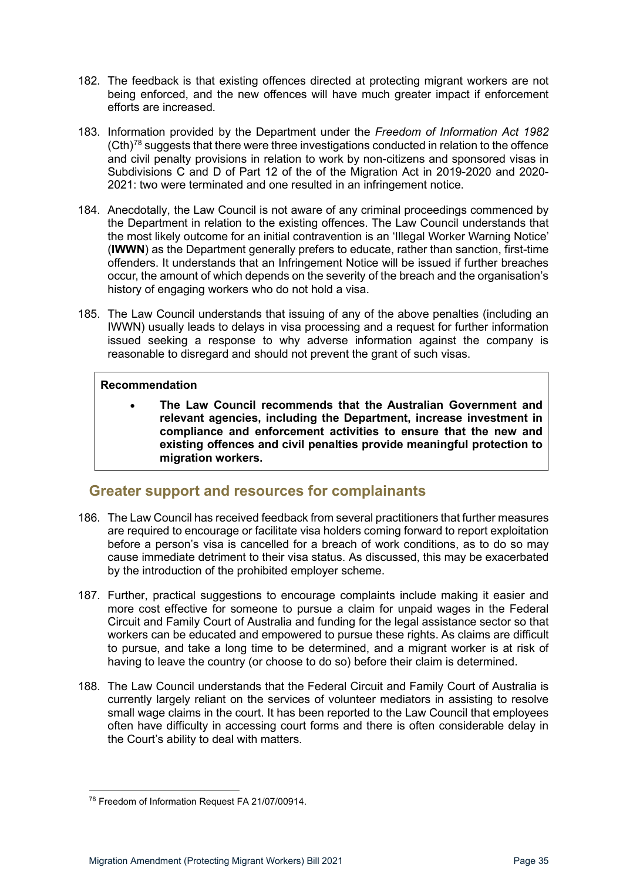182. The feedback is that existing offences directed at protecting migrant workers are not being enforced, and the new offences will have much greater impact if enforcement efforts are increased.

183. Information provided by the Department under the *Freedom of Information Act 1982* (Cth)[78] suggests that there were three investigations conducted in relation to the offence and civil penalty provisions in relation to work by non-citizens and sponsored visas in Subdivisions C and D of Part 12 of the of the Migration Act in 2019-2020 and 2020-2021: two were terminated and one resulted in an infringement notice.

184. Anecdotally, the Law Council is not aware of any criminal proceedings commenced by the Department in relation to the existing offences. The Law Council understands that the most likely outcome for an initial contravention is an 'Illegal Worker Warning Notice' (**IWWN**) as the Department generally prefers to educate, rather than sanction, first-time offenders. It understands that an Infringement Notice will be issued if further breaches occur, the amount of which depends on the severity of the breach and the organisation's history of engaging workers who do not hold a visa.

185. The Law Council understands that issuing of any of the above penalties (including an IWWN) usually leads to delays in visa processing and a request for further information issued seeking a response to why adverse information against the company is reasonable to disregard and should not prevent the grant of such visas.

> **Recommendation**
>
> - **The Law Council recommends that the Australian Government and relevant agencies, including the Department, increase investment in compliance and enforcement activities to ensure that the new and existing offences and civil penalties provide meaningful protection to migration workers.**

## Greater support and resources for complainants

186. The Law Council has received feedback from several practitioners that further measures are required to encourage or facilitate visa holders coming forward to report exploitation before a person's visa is cancelled for a breach of work conditions, as to do so may cause immediate detriment to their visa status. As discussed, this may be exacerbated by the introduction of the prohibited employer scheme.

187. Further, practical suggestions to encourage complaints include making it easier and more cost effective for someone to pursue a claim for unpaid wages in the Federal Circuit and Family Court of Australia and funding for the legal assistance sector so that workers can be educated and empowered to pursue these rights. As claims are difficult to pursue, and take a long time to be determined, and a migrant worker is at risk of having to leave the country (or choose to do so) before their claim is determined.

188. The Law Council understands that the Federal Circuit and Family Court of Australia is currently largely reliant on the services of volunteer mediators in assisting to resolve small wage claims in the court. It has been reported to the Law Council that employees often have difficulty in accessing court forms and there is often considerable delay in the Court's ability to deal with matters.

---

[78] Freedom of Information Request FA 21/07/00914.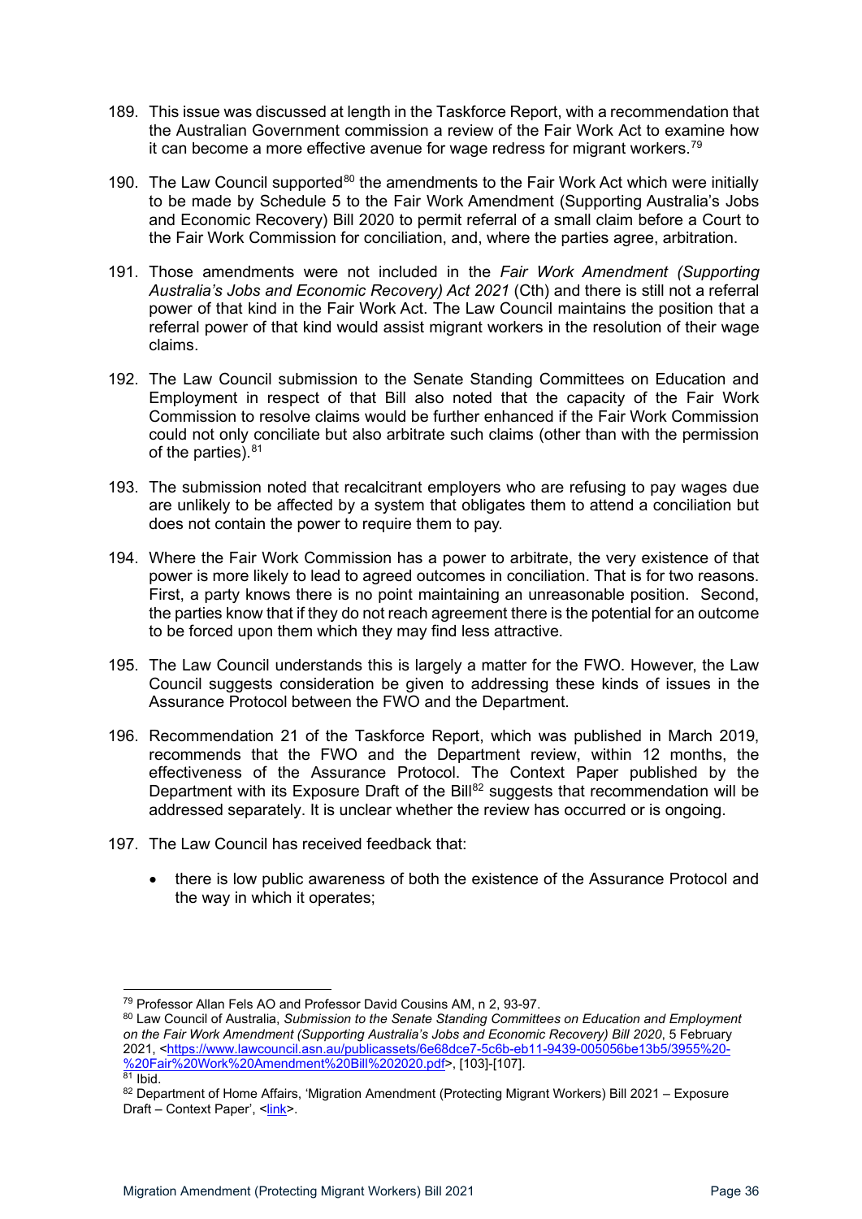189. This issue was discussed at length in the Taskforce Report, with a recommendation that the Australian Government commission a review of the Fair Work Act to examine how it can become a more effective avenue for wage redress for migrant workers.[79]

190. The Law Council supported[80] the amendments to the Fair Work Act which were initially to be made by Schedule 5 to the Fair Work Amendment (Supporting Australia's Jobs and Economic Recovery) Bill 2020 to permit referral of a small claim before a Court to the Fair Work Commission for conciliation, and, where the parties agree, arbitration.

191. Those amendments were not included in the *Fair Work Amendment (Supporting Australia's Jobs and Economic Recovery) Act 2021* (Cth) and there is still not a referral power of that kind in the Fair Work Act. The Law Council maintains the position that a referral power of that kind would assist migrant workers in the resolution of their wage claims.

192. The Law Council submission to the Senate Standing Committees on Education and Employment in respect of that Bill also noted that the capacity of the Fair Work Commission to resolve claims would be further enhanced if the Fair Work Commission could not only conciliate but also arbitrate such claims (other than with the permission of the parties).[81]

193. The submission noted that recalcitrant employers who are refusing to pay wages due are unlikely to be affected by a system that obligates them to attend a conciliation but does not contain the power to require them to pay.

194. Where the Fair Work Commission has a power to arbitrate, the very existence of that power is more likely to lead to agreed outcomes in conciliation. That is for two reasons. First, a party knows there is no point maintaining an unreasonable position. Second, the parties know that if they do not reach agreement there is the potential for an outcome to be forced upon them which they may find less attractive.

195. The Law Council understands this is largely a matter for the FWO. However, the Law Council suggests consideration be given to addressing these kinds of issues in the Assurance Protocol between the FWO and the Department.

196. Recommendation 21 of the Taskforce Report, which was published in March 2019, recommends that the FWO and the Department review, within 12 months, the effectiveness of the Assurance Protocol. The Context Paper published by the Department with its Exposure Draft of the Bill[82] suggests that recommendation will be addressed separately. It is unclear whether the review has occurred or is ongoing.

197. The Law Council has received feedback that:

- there is low public awareness of both the existence of the Assurance Protocol and the way in which it operates;

---

[79] Professor Allan Fels AO and Professor David Cousins AM, n 2, 93-97.

[80] Law Council of Australia, *Submission to the Senate Standing Committees on Education and Employment on the Fair Work Amendment (Supporting Australia's Jobs and Economic Recovery) Bill 2020*, 5 February 2021, <https://www.lawcouncil.asn.au/publicassets/6e68dce7-5c6b-eb11-9439-005056be13b5/3955%20-%20Fair%20Work%20Amendment%20Bill%202020.pdf>, [103]-[107].

[81] Ibid.

[82] Department of Home Affairs, 'Migration Amendment (Protecting Migrant Workers) Bill 2021 – Exposure Draft – Context Paper', <link>.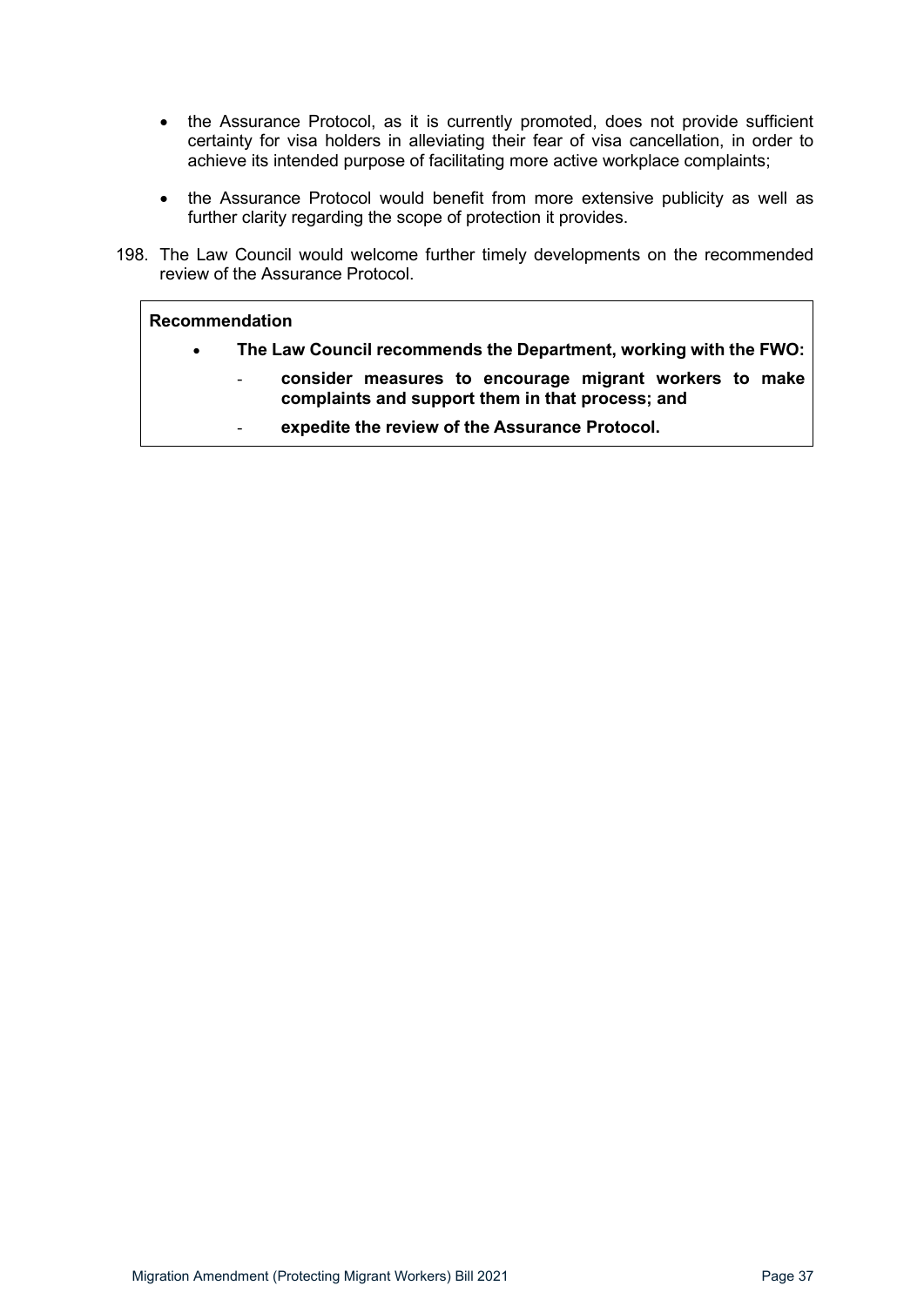- the Assurance Protocol, as it is currently promoted, does not provide sufficient certainty for visa holders in alleviating their fear of visa cancellation, in order to achieve its intended purpose of facilitating more active workplace complaints;
- the Assurance Protocol would benefit from more extensive publicity as well as further clarity regarding the scope of protection it provides.

198. The Law Council would welcome further timely developments on the recommended review of the Assurance Protocol.

**Recommendation**

- **The Law Council recommends the Department, working with the FWO:**
  - **consider measures to encourage migrant workers to make complaints and support them in that process; and**
  - **expedite the review of the Assurance Protocol.**